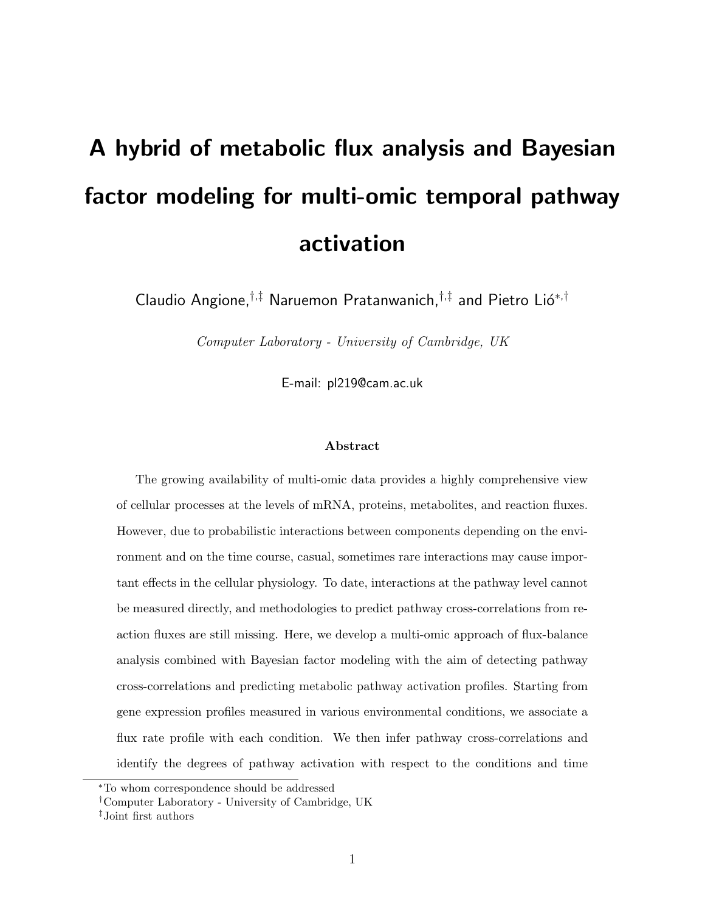// A hybrid of metabolic flux analysis and Bayesian factor modeling for multi-omic temporal pathway activation

Claudio Angione,[†,‡] Naruemon Pratanwanich,[†,‡] and Pietro Lió[*,†]

*Computer Laboratory - University of Cambridge, UK*

E-mail: pl219@cam.ac.uk

### Abstract

The growing availability of multi-omic data provides a highly comprehensive view of cellular processes at the levels of mRNA, proteins, metabolites, and reaction fluxes. However, due to probabilistic interactions between components depending on the environment and on the time course, casual, sometimes rare interactions may cause important effects in the cellular physiology. To date, interactions at the pathway level cannot be measured directly, and methodologies to predict pathway cross-correlations from reaction fluxes are still missing. Here, we develop a multi-omic approach of flux-balance analysis combined with Bayesian factor modeling with the aim of detecting pathway cross-correlations and predicting metabolic pathway activation profiles. Starting from gene expression profiles measured in various environmental conditions, we associate a flux rate profile with each condition. We then infer pathway cross-correlations and identify the degrees of pathway activation with respect to the conditions and time

[*]To whom correspondence should be addressed

[†]Computer Laboratory - University of Cambridge, UK

[‡]Joint first authors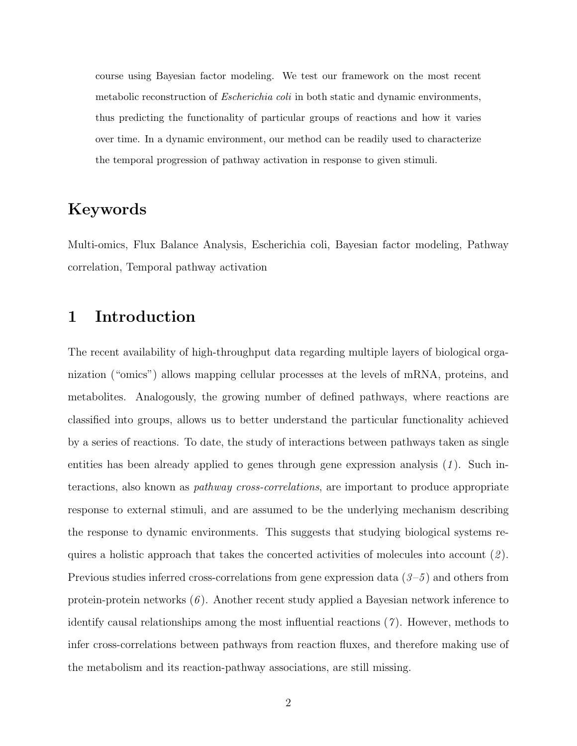course using Bayesian factor modeling. We test our framework on the most recent metabolic reconstruction of *Escherichia coli* in both static and dynamic environments, thus predicting the functionality of particular groups of reactions and how it varies over time. In a dynamic environment, our method can be readily used to characterize the temporal progression of pathway activation in response to given stimuli.

## Keywords

Multi-omics, Flux Balance Analysis, Escherichia coli, Bayesian factor modeling, Pathway correlation, Temporal pathway activation

# 1 Introduction

The recent availability of high-throughput data regarding multiple layers of biological organization ("omics") allows mapping cellular processes at the levels of mRNA, proteins, and metabolites. Analogously, the growing number of defined pathways, where reactions are classified into groups, allows us to better understand the particular functionality achieved by a series of reactions. To date, the study of interactions between pathways taken as single entities has been already applied to genes through gene expression analysis (*1*). Such interactions, also known as *pathway cross-correlations*, are important to produce appropriate response to external stimuli, and are assumed to be the underlying mechanism describing the response to dynamic environments. This suggests that studying biological systems requires a holistic approach that takes the concerted activities of molecules into account (*2*). Previous studies inferred cross-correlations from gene expression data (*3–5*) and others from protein-protein networks (*6*). Another recent study applied a Bayesian network inference to identify causal relationships among the most influential reactions (*7*). However, methods to infer cross-correlations between pathways from reaction fluxes, and therefore making use of the metabolism and its reaction-pathway associations, are still missing.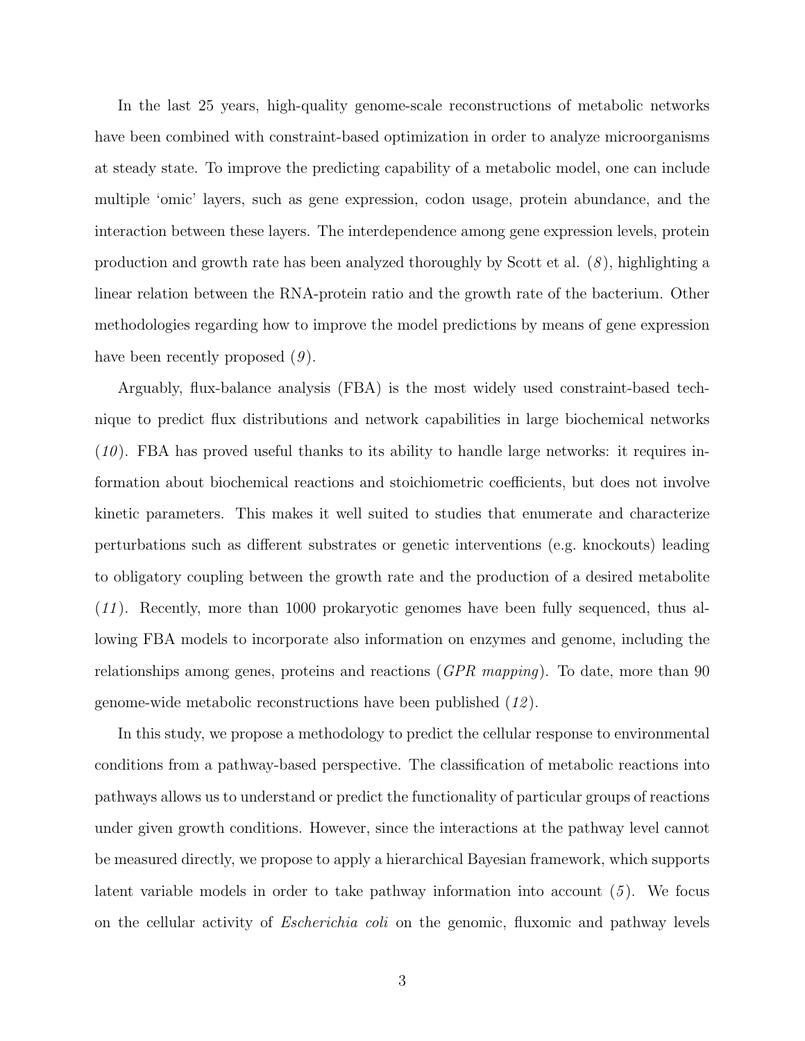In the last 25 years, high-quality genome-scale reconstructions of metabolic networks have been combined with constraint-based optimization in order to analyze microorganisms at steady state. To improve the predicting capability of a metabolic model, one can include multiple 'omic' layers, such as gene expression, codon usage, protein abundance, and the interaction between these layers. The interdependence among gene expression levels, protein production and growth rate has been analyzed thoroughly by Scott et al. (*8*), highlighting a linear relation between the RNA-protein ratio and the growth rate of the bacterium. Other methodologies regarding how to improve the model predictions by means of gene expression have been recently proposed (*9*).

Arguably, flux-balance analysis (FBA) is the most widely used constraint-based technique to predict flux distributions and network capabilities in large biochemical networks (*10*). FBA has proved useful thanks to its ability to handle large networks: it requires information about biochemical reactions and stoichiometric coefficients, but does not involve kinetic parameters. This makes it well suited to studies that enumerate and characterize perturbations such as different substrates or genetic interventions (e.g. knockouts) leading to obligatory coupling between the growth rate and the production of a desired metabolite (*11*). Recently, more than 1000 prokaryotic genomes have been fully sequenced, thus allowing FBA models to incorporate also information on enzymes and genome, including the relationships among genes, proteins and reactions (*GPR mapping*). To date, more than 90 genome-wide metabolic reconstructions have been published (*12*).

In this study, we propose a methodology to predict the cellular response to environmental conditions from a pathway-based perspective. The classification of metabolic reactions into pathways allows us to understand or predict the functionality of particular groups of reactions under given growth conditions. However, since the interactions at the pathway level cannot be measured directly, we propose to apply a hierarchical Bayesian framework, which supports latent variable models in order to take pathway information into account (*5*). We focus on the cellular activity of *Escherichia coli* on the genomic, fluxomic and pathway levels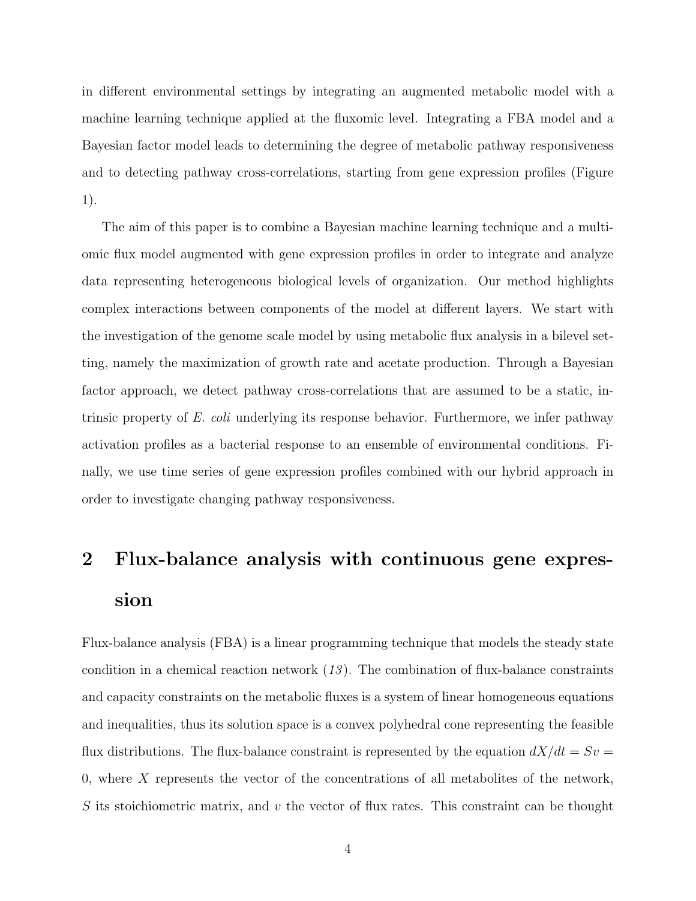in different environmental settings by integrating an augmented metabolic model with a machine learning technique applied at the fluxomic level. Integrating a FBA model and a Bayesian factor model leads to determining the degree of metabolic pathway responsiveness and to detecting pathway cross-correlations, starting from gene expression profiles (Figure 1).

The aim of this paper is to combine a Bayesian machine learning technique and a multi-omic flux model augmented with gene expression profiles in order to integrate and analyze data representing heterogeneous biological levels of organization. Our method highlights complex interactions between components of the model at different layers. We start with the investigation of the genome scale model by using metabolic flux analysis in a bilevel setting, namely the maximization of growth rate and acetate production. Through a Bayesian factor approach, we detect pathway cross-correlations that are assumed to be a static, intrinsic property of *E. coli* underlying its response behavior. Furthermore, we infer pathway activation profiles as a bacterial response to an ensemble of environmental conditions. Finally, we use time series of gene expression profiles combined with our hybrid approach in order to investigate changing pathway responsiveness.

## 2 Flux-balance analysis with continuous gene expression

Flux-balance analysis (FBA) is a linear programming technique that models the steady state condition in a chemical reaction network (*13*). The combination of flux-balance constraints and capacity constraints on the metabolic fluxes is a system of linear homogeneous equations and inequalities, thus its solution space is a convex polyhedral cone representing the feasible flux distributions. The flux-balance constraint is represented by the equation $dX/dt = Sv = 0$, where $X$ represents the vector of the concentrations of all metabolites of the network, $S$ its stoichiometric matrix, and $v$ the vector of flux rates. This constraint can be thought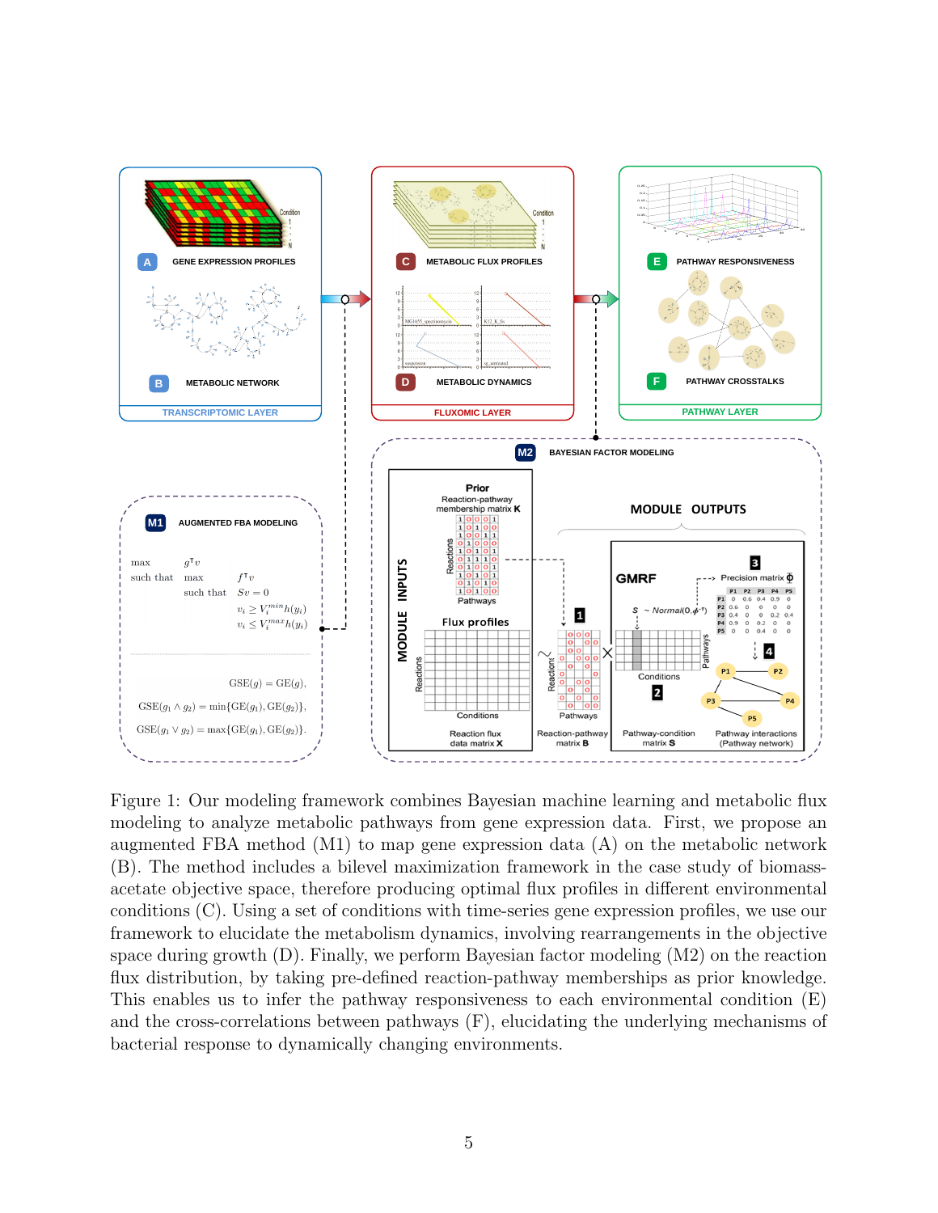Figure 1: Our modeling framework combines Bayesian machine learning and metabolic flux modeling to analyze metabolic pathways from gene expression data. First, we propose an augmented FBA method (M1) to map gene expression data (A) on the metabolic network (B). The method includes a bilevel maximization framework in the case study of biomass-acetate objective space, therefore producing optimal flux profiles in different environmental conditions (C). Using a set of conditions with time-series gene expression profiles, we use our framework to elucidate the metabolism dynamics, involving rearrangements in the objective space during growth (D). Finally, we perform Bayesian factor modeling (M2) on the reaction flux distribution, by taking pre-defined reaction-pathway memberships as prior knowledge. This enables us to infer the pathway responsiveness to each environmental condition (E) and the cross-correlations between pathways (F), elucidating the underlying mechanisms of bacterial response to dynamically changing environments.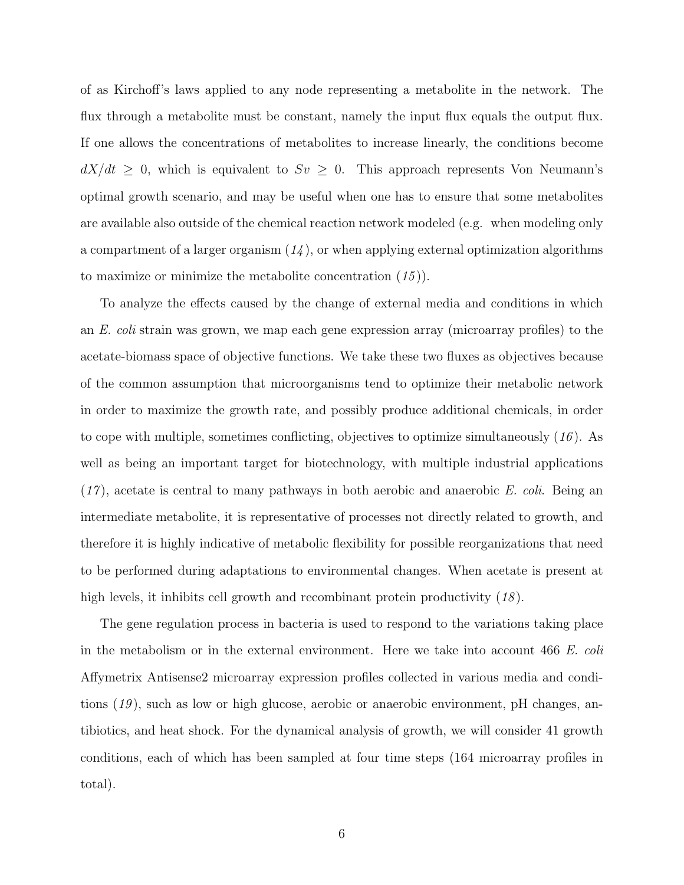of as Kirchoff's laws applied to any node representing a metabolite in the network. The flux through a metabolite must be constant, namely the input flux equals the output flux. If one allows the concentrations of metabolites to increase linearly, the conditions become $dX/dt \geq 0$, which is equivalent to $Sv \geq 0$. This approach represents Von Neumann's optimal growth scenario, and may be useful when one has to ensure that some metabolites are available also outside of the chemical reaction network modeled (e.g. when modeling only a compartment of a larger organism (*14*), or when applying external optimization algorithms to maximize or minimize the metabolite concentration (*15*)).

To analyze the effects caused by the change of external media and conditions in which an *E. coli* strain was grown, we map each gene expression array (microarray profiles) to the acetate-biomass space of objective functions. We take these two fluxes as objectives because of the common assumption that microorganisms tend to optimize their metabolic network in order to maximize the growth rate, and possibly produce additional chemicals, in order to cope with multiple, sometimes conflicting, objectives to optimize simultaneously (*16*). As well as being an important target for biotechnology, with multiple industrial applications (*17*), acetate is central to many pathways in both aerobic and anaerobic *E. coli*. Being an intermediate metabolite, it is representative of processes not directly related to growth, and therefore it is highly indicative of metabolic flexibility for possible reorganizations that need to be performed during adaptations to environmental changes. When acetate is present at high levels, it inhibits cell growth and recombinant protein productivity (*18*).

The gene regulation process in bacteria is used to respond to the variations taking place in the metabolism or in the external environment. Here we take into account 466 *E. coli* Affymetrix Antisense2 microarray expression profiles collected in various media and conditions (*19*), such as low or high glucose, aerobic or anaerobic environment, pH changes, antibiotics, and heat shock. For the dynamical analysis of growth, we will consider 41 growth conditions, each of which has been sampled at four time steps (164 microarray profiles in total).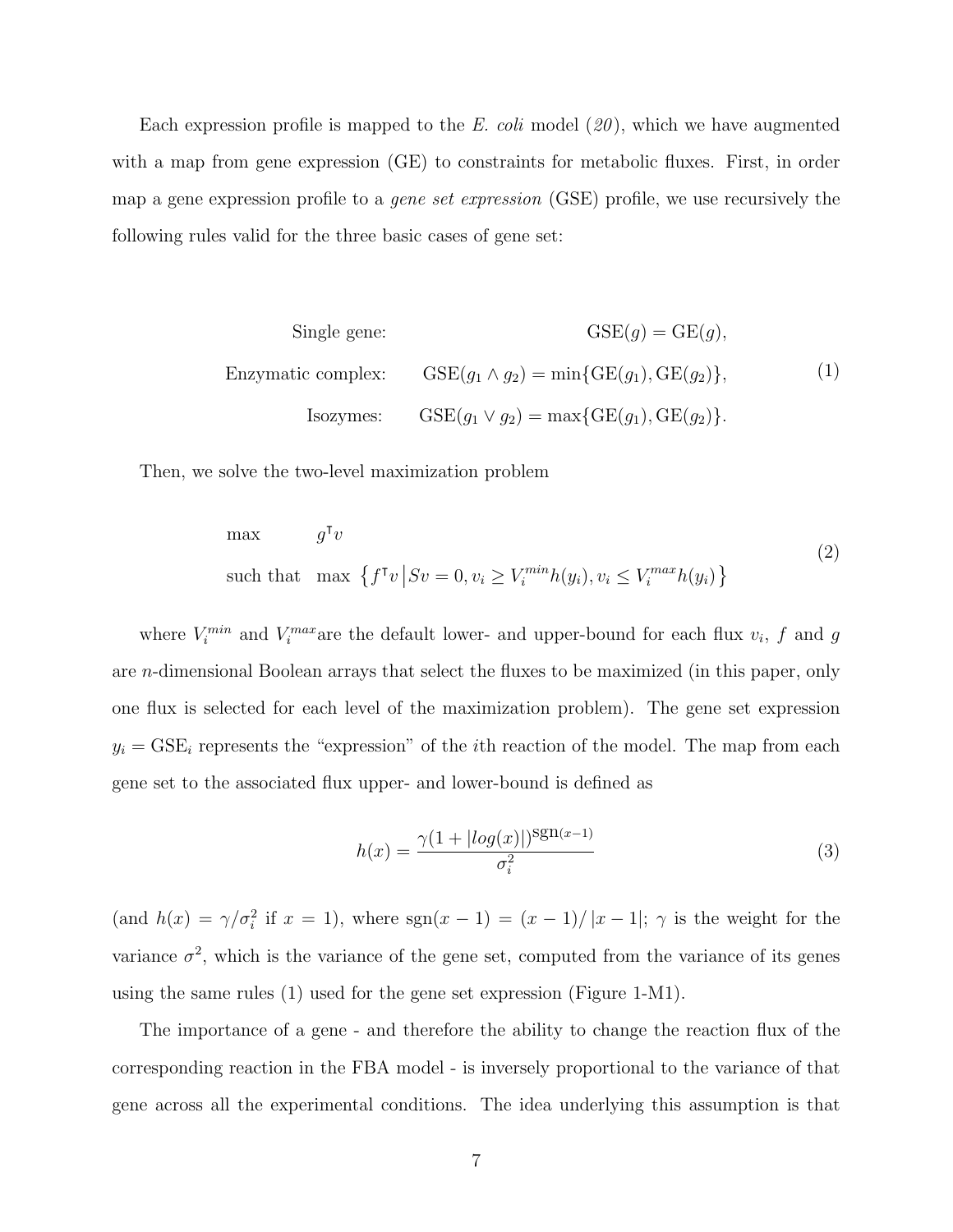Each expression profile is mapped to the *E. coli* model (*20*), which we have augmented with a map from gene expression (GE) to constraints for metabolic fluxes. First, in order map a gene expression profile to a *gene set expression* (GSE) profile, we use recursively the following rules valid for the three basic cases of gene set:

$$
\begin{aligned}
\text{Single gene:} \qquad & \text{GSE}(g) = \text{GE}(g), \\
\text{Enzymatic complex:} \qquad & \text{GSE}(g_1 \wedge g_2) = \min\{\text{GE}(g_1), \text{GE}(g_2)\}, \\
\text{Isozymes:} \qquad & \text{GSE}(g_1 \vee g_2) = \max\{\text{GE}(g_1), \text{GE}(g_2)\}.
\end{aligned}
\tag{1}
$$

Then, we solve the two-level maximization problem

$$
\begin{aligned}
\max \qquad & g^{\intercal} v \\
\text{such that} \quad & \max \left\{ f^{\intercal} v \,\middle|\, Sv = 0, v_i \geq V_i^{min} h(y_i), v_i \leq V_i^{max} h(y_i) \right\}
\end{aligned}
\tag{2}
$$

where $V_i^{min}$ and $V_i^{max}$are the default lower- and upper-bound for each flux $v_i$, $f$ and $g$ are $n$-dimensional Boolean arrays that select the fluxes to be maximized (in this paper, only one flux is selected for each level of the maximization problem). The gene set expression $y_i = \text{GSE}_i$ represents the "expression" of the $i$th reaction of the model. The map from each gene set to the associated flux upper- and lower-bound is defined as

$$
h(x) = \frac{\gamma(1 + |log(x)|)^{\text{sgn}(x-1)}}{\sigma_i^2}
\tag{3}
$$

(and $h(x) = \gamma/\sigma_i^2$ if $x = 1$), where $\text{sgn}(x-1) = (x-1)/|x-1|$; $\gamma$ is the weight for the variance $\sigma^2$, which is the variance of the gene set, computed from the variance of its genes using the same rules (1) used for the gene set expression (Figure 1-M1).

The importance of a gene - and therefore the ability to change the reaction flux of the corresponding reaction in the FBA model - is inversely proportional to the variance of that gene across all the experimental conditions. The idea underlying this assumption is that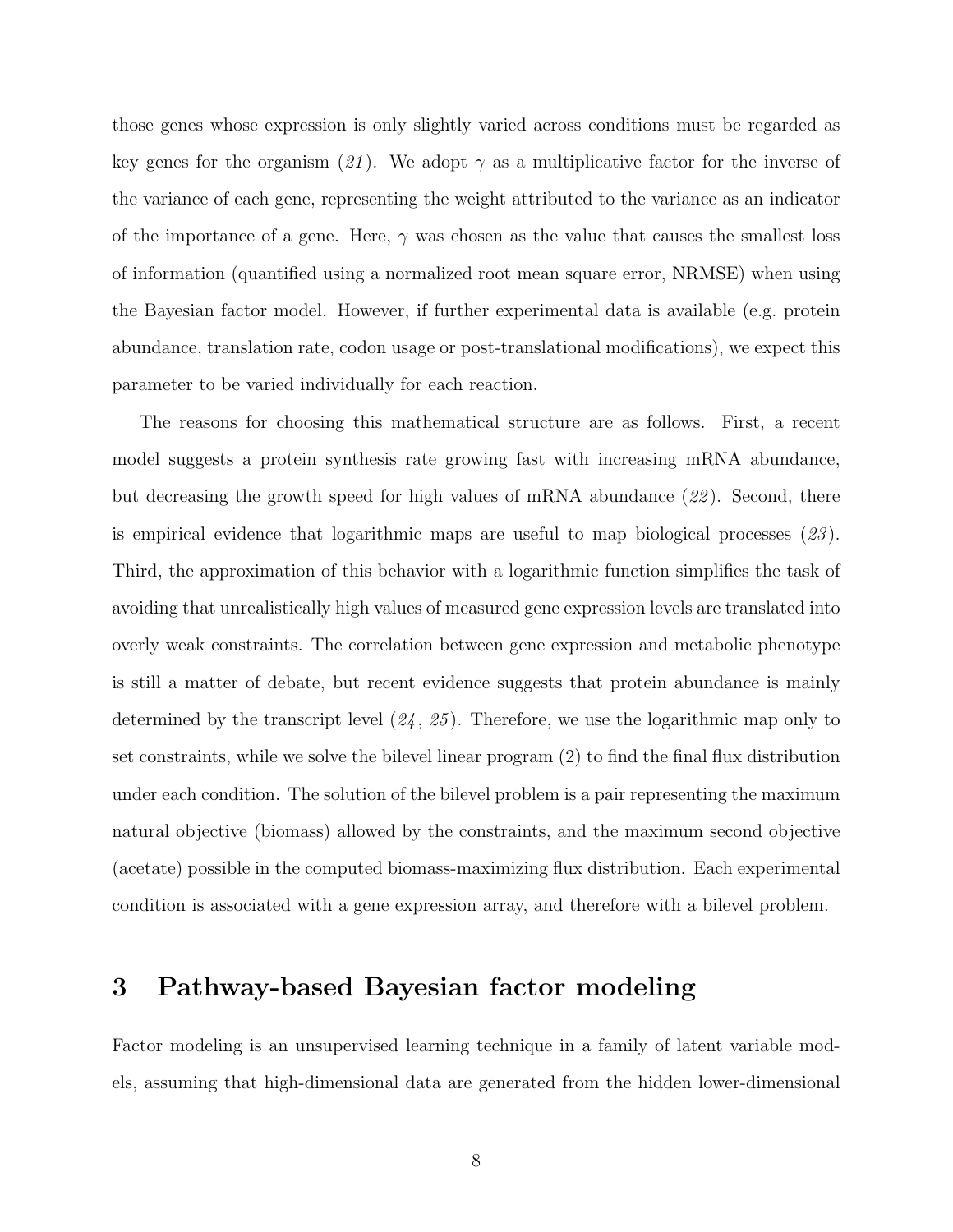those genes whose expression is only slightly varied across conditions must be regarded as key genes for the organism (*21*). We adopt $\gamma$ as a multiplicative factor for the inverse of the variance of each gene, representing the weight attributed to the variance as an indicator of the importance of a gene. Here, $\gamma$ was chosen as the value that causes the smallest loss of information (quantified using a normalized root mean square error, NRMSE) when using the Bayesian factor model. However, if further experimental data is available (e.g. protein abundance, translation rate, codon usage or post-translational modifications), we expect this parameter to be varied individually for each reaction.

The reasons for choosing this mathematical structure are as follows. First, a recent model suggests a protein synthesis rate growing fast with increasing mRNA abundance, but decreasing the growth speed for high values of mRNA abundance (*22*). Second, there is empirical evidence that logarithmic maps are useful to map biological processes (*23*). Third, the approximation of this behavior with a logarithmic function simplifies the task of avoiding that unrealistically high values of measured gene expression levels are translated into overly weak constraints. The correlation between gene expression and metabolic phenotype is still a matter of debate, but recent evidence suggests that protein abundance is mainly determined by the transcript level (*24*, *25*). Therefore, we use the logarithmic map only to set constraints, while we solve the bilevel linear program (2) to find the final flux distribution under each condition. The solution of the bilevel problem is a pair representing the maximum natural objective (biomass) allowed by the constraints, and the maximum second objective (acetate) possible in the computed biomass-maximizing flux distribution. Each experimental condition is associated with a gene expression array, and therefore with a bilevel problem.

# 3 Pathway-based Bayesian factor modeling

Factor modeling is an unsupervised learning technique in a family of latent variable models, assuming that high-dimensional data are generated from the hidden lower-dimensional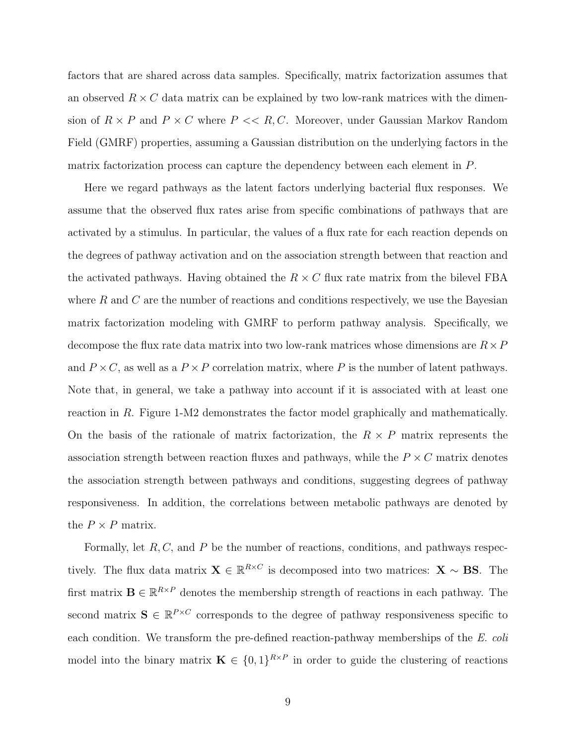factors that are shared across data samples. Specifically, matrix factorization assumes that an observed $R \times C$ data matrix can be explained by two low-rank matrices with the dimension of $R \times P$ and $P \times C$ where $P << R, C$. Moreover, under Gaussian Markov Random Field (GMRF) properties, assuming a Gaussian distribution on the underlying factors in the matrix factorization process can capture the dependency between each element in $P$.

Here we regard pathways as the latent factors underlying bacterial flux responses. We assume that the observed flux rates arise from specific combinations of pathways that are activated by a stimulus. In particular, the values of a flux rate for each reaction depends on the degrees of pathway activation and on the association strength between that reaction and the activated pathways. Having obtained the $R \times C$ flux rate matrix from the bilevel FBA where $R$ and $C$ are the number of reactions and conditions respectively, we use the Bayesian matrix factorization modeling with GMRF to perform pathway analysis. Specifically, we decompose the flux rate data matrix into two low-rank matrices whose dimensions are $R \times P$ and $P \times C$, as well as a $P \times P$ correlation matrix, where $P$ is the number of latent pathways. Note that, in general, we take a pathway into account if it is associated with at least one reaction in $R$. Figure 1-M2 demonstrates the factor model graphically and mathematically. On the basis of the rationale of matrix factorization, the $R \times P$ matrix represents the association strength between reaction fluxes and pathways, while the $P \times C$ matrix denotes the association strength between pathways and conditions, suggesting degrees of pathway responsiveness. In addition, the correlations between metabolic pathways are denoted by the $P \times P$ matrix.

Formally, let $R, C$, and $P$ be the number of reactions, conditions, and pathways respectively. The flux data matrix $\mathbf{X} \in \mathbb{R}^{R \times C}$ is decomposed into two matrices: $\mathbf{X} \sim \mathbf{BS}$. The first matrix $\mathbf{B} \in \mathbb{R}^{R \times P}$ denotes the membership strength of reactions in each pathway. The second matrix $\mathbf{S} \in \mathbb{R}^{P \times C}$ corresponds to the degree of pathway responsiveness specific to each condition. We transform the pre-defined reaction-pathway memberships of the *E. coli* model into the binary matrix $\mathbf{K} \in \{0, 1\}^{R \times P}$ in order to guide the clustering of reactions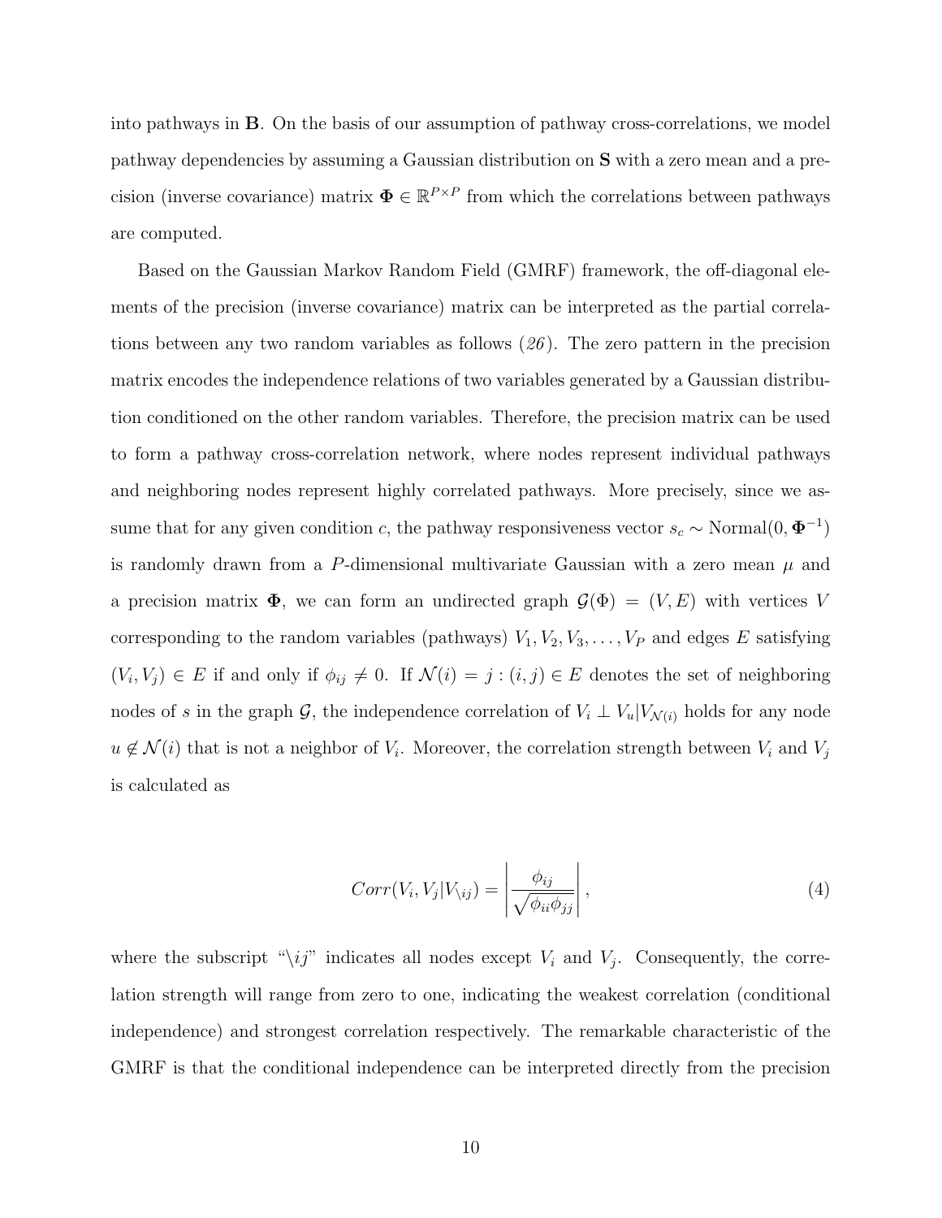into pathways in $\mathbf{B}$. On the basis of our assumption of pathway cross-correlations, we model pathway dependencies by assuming a Gaussian distribution on $\mathbf{S}$ with a zero mean and a precision (inverse covariance) matrix $\mathbf{\Phi} \in \mathbb{R}^{P \times P}$ from which the correlations between pathways are computed.

Based on the Gaussian Markov Random Field (GMRF) framework, the off-diagonal elements of the precision (inverse covariance) matrix can be interpreted as the partial correlations between any two random variables as follows (*26*). The zero pattern in the precision matrix encodes the independence relations of two variables generated by a Gaussian distribution conditioned on the other random variables. Therefore, the precision matrix can be used to form a pathway cross-correlation network, where nodes represent individual pathways and neighboring nodes represent highly correlated pathways. More precisely, since we assume that for any given condition $c$, the pathway responsiveness vector $s_c \sim \text{Normal}(0, \mathbf{\Phi}^{-1})$ is randomly drawn from a $P$-dimensional multivariate Gaussian with a zero mean $\mu$ and a precision matrix $\mathbf{\Phi}$, we can form an undirected graph $\mathcal{G}(\Phi) = (V, E)$ with vertices $V$ corresponding to the random variables (pathways) $V_1, V_2, V_3, \ldots, V_P$ and edges $E$ satisfying $(V_i, V_j) \in E$ if and only if $\phi_{ij} \neq 0$. If $\mathcal{N}(i) = j : (i, j) \in E$ denotes the set of neighboring nodes of $s$ in the graph $\mathcal{G}$, the independence correlation of $V_i \perp V_u | V_{\mathcal{N}(i)}$ holds for any node $u \notin \mathcal{N}(i)$ that is not a neighbor of $V_i$. Moreover, the correlation strength between $V_i$ and $V_j$ is calculated as

$$Corr(V_i, V_j | V_{\setminus ij}) = \left| \frac{\phi_{ij}}{\sqrt{\phi_{ii}\phi_{jj}}} \right|, \tag{4}$$

where the subscript "$\setminus ij$" indicates all nodes except $V_i$ and $V_j$. Consequently, the correlation strength will range from zero to one, indicating the weakest correlation (conditional independence) and strongest correlation respectively. The remarkable characteristic of the GMRF is that the conditional independence can be interpreted directly from the precision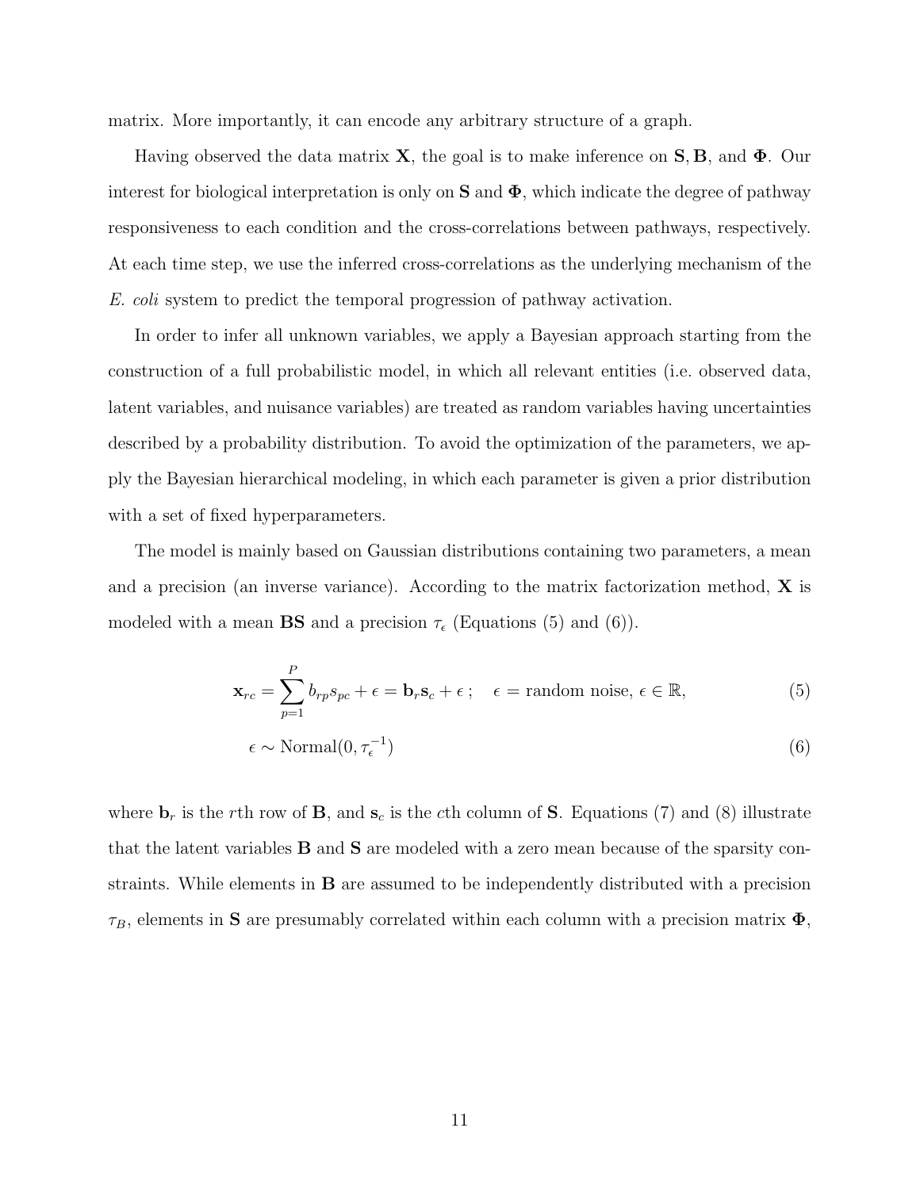matrix. More importantly, it can encode any arbitrary structure of a graph.

Having observed the data matrix $\mathbf{X}$, the goal is to make inference on $\mathbf{S}, \mathbf{B}$, and $\mathbf{\Phi}$. Our interest for biological interpretation is only on $\mathbf{S}$ and $\mathbf{\Phi}$, which indicate the degree of pathway responsiveness to each condition and the cross-correlations between pathways, respectively. At each time step, we use the inferred cross-correlations as the underlying mechanism of the *E. coli* system to predict the temporal progression of pathway activation.

In order to infer all unknown variables, we apply a Bayesian approach starting from the construction of a full probabilistic model, in which all relevant entities (i.e. observed data, latent variables, and nuisance variables) are treated as random variables having uncertainties described by a probability distribution. To avoid the optimization of the parameters, we apply the Bayesian hierarchical modeling, in which each parameter is given a prior distribution with a set of fixed hyperparameters.

The model is mainly based on Gaussian distributions containing two parameters, a mean and a precision (an inverse variance). According to the matrix factorization method, $\mathbf{X}$ is modeled with a mean $\mathbf{BS}$ and a precision $\tau_\epsilon$ (Equations (5) and (6)).

$$\mathbf{x}_{rc} = \sum_{p=1}^{P} b_{rp} s_{pc} + \epsilon = \mathbf{b}_r \mathbf{s}_c + \epsilon \, ; \quad \epsilon = \text{random noise}, \, \epsilon \in \mathbb{R}, \tag{5}$$

$$\epsilon \sim \text{Normal}(0, \tau_\epsilon^{-1}) \tag{6}$$

where $\mathbf{b}_r$ is the $r$th row of $\mathbf{B}$, and $\mathbf{s}_c$ is the $c$th column of $\mathbf{S}$. Equations (7) and (8) illustrate that the latent variables $\mathbf{B}$ and $\mathbf{S}$ are modeled with a zero mean because of the sparsity constraints. While elements in $\mathbf{B}$ are assumed to be independently distributed with a precision $\tau_B$, elements in $\mathbf{S}$ are presumably correlated within each column with a precision matrix $\mathbf{\Phi}$,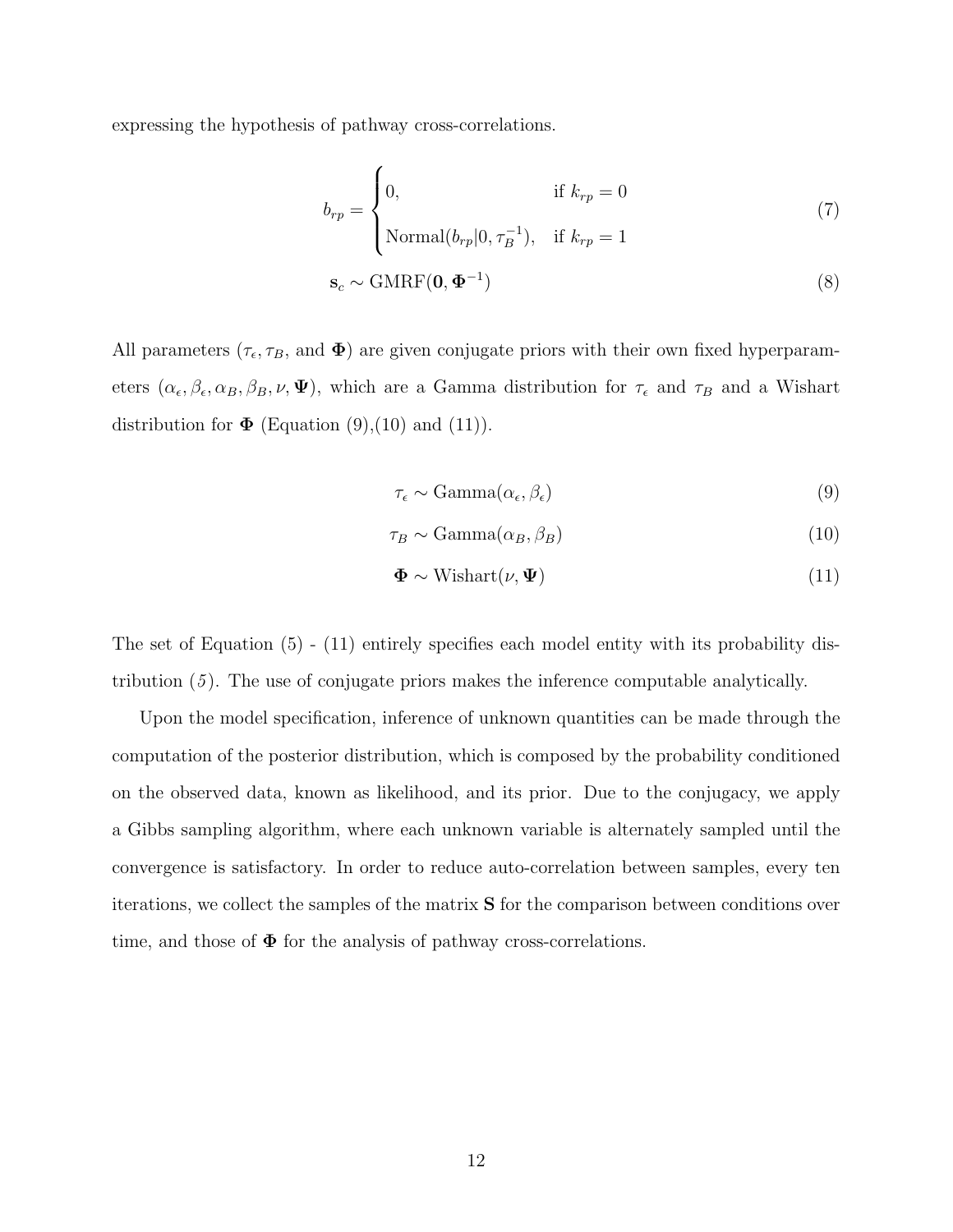expressing the hypothesis of pathway cross-correlations.

$$b_{rp} = \begin{cases} 0, & \text{if } k_{rp} = 0 \\ \text{Normal}(b_{rp}|0, \tau_B^{-1}), & \text{if } k_{rp} = 1 \end{cases} \tag{7}$$

$$\mathbf{s}_c \sim \text{GMRF}(\mathbf{0}, \mathbf{\Phi}^{-1}) \tag{8}$$

All parameters ($\tau_\epsilon, \tau_B$, and $\mathbf{\Phi}$) are given conjugate priors with their own fixed hyperparameters ($\alpha_\epsilon, \beta_\epsilon, \alpha_B, \beta_B, \nu, \mathbf{\Psi}$), which are a Gamma distribution for $\tau_\epsilon$ and $\tau_B$ and a Wishart distribution for $\mathbf{\Phi}$ (Equation (9),(10) and (11)).

$$\tau_\epsilon \sim \text{Gamma}(\alpha_\epsilon, \beta_\epsilon) \tag{9}$$

$$\tau_B \sim \text{Gamma}(\alpha_B, \beta_B) \tag{10}$$

$$\mathbf{\Phi} \sim \text{Wishart}(\nu, \mathbf{\Psi}) \tag{11}$$

The set of Equation (5) - (11) entirely specifies each model entity with its probability distribution (*5*). The use of conjugate priors makes the inference computable analytically.

Upon the model specification, inference of unknown quantities can be made through the computation of the posterior distribution, which is composed by the probability conditioned on the observed data, known as likelihood, and its prior. Due to the conjugacy, we apply a Gibbs sampling algorithm, where each unknown variable is alternately sampled until the convergence is satisfactory. In order to reduce auto-correlation between samples, every ten iterations, we collect the samples of the matrix $\mathbf{S}$ for the comparison between conditions over time, and those of $\mathbf{\Phi}$ for the analysis of pathway cross-correlations.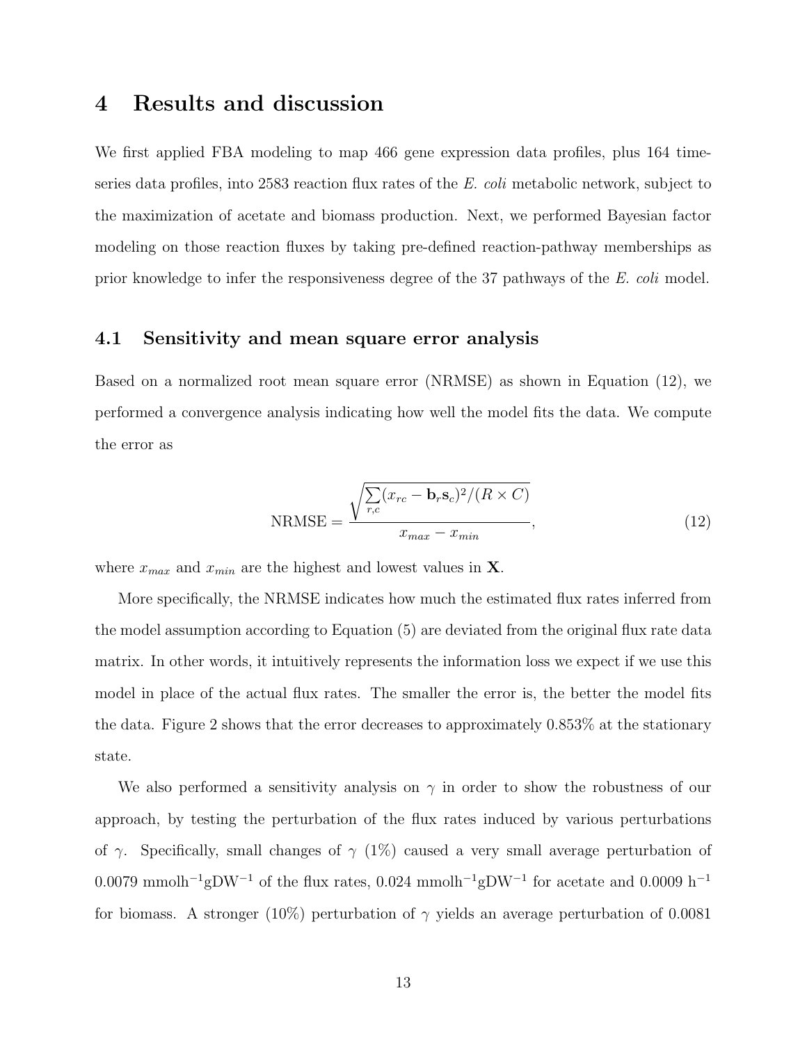# 4 Results and discussion

We first applied FBA modeling to map 466 gene expression data profiles, plus 164 time-series data profiles, into 2583 reaction flux rates of the *E. coli* metabolic network, subject to the maximization of acetate and biomass production. Next, we performed Bayesian factor modeling on those reaction fluxes by taking pre-defined reaction-pathway memberships as prior knowledge to infer the responsiveness degree of the 37 pathways of the *E. coli* model.

## 4.1 Sensitivity and mean square error analysis

Based on a normalized root mean square error (NRMSE) as shown in Equation (12), we performed a convergence analysis indicating how well the model fits the data. We compute the error as

$$\text{NRMSE} = \frac{\sqrt{\sum_{r,c}(x_{rc} - \mathbf{b}_r\mathbf{s}_c)^2/(R \times C)}}{x_{max} - x_{min}}, \tag{12}$$

where $x_{max}$ and $x_{min}$ are the highest and lowest values in $\mathbf{X}$.

More specifically, the NRMSE indicates how much the estimated flux rates inferred from the model assumption according to Equation (5) are deviated from the original flux rate data matrix. In other words, it intuitively represents the information loss we expect if we use this model in place of the actual flux rates. The smaller the error is, the better the model fits the data. Figure 2 shows that the error decreases to approximately 0.853% at the stationary state.

We also performed a sensitivity analysis on $\gamma$ in order to show the robustness of our approach, by testing the perturbation of the flux rates induced by various perturbations of $\gamma$. Specifically, small changes of $\gamma$ (1%) caused a very small average perturbation of 0.0079 $\text{mmolh}^{-1}\text{gDW}^{-1}$ of the flux rates, 0.024 $\text{mmolh}^{-1}\text{gDW}^{-1}$ for acetate and 0.0009 $\text{h}^{-1}$ for biomass. A stronger (10%) perturbation of $\gamma$ yields an average perturbation of 0.0081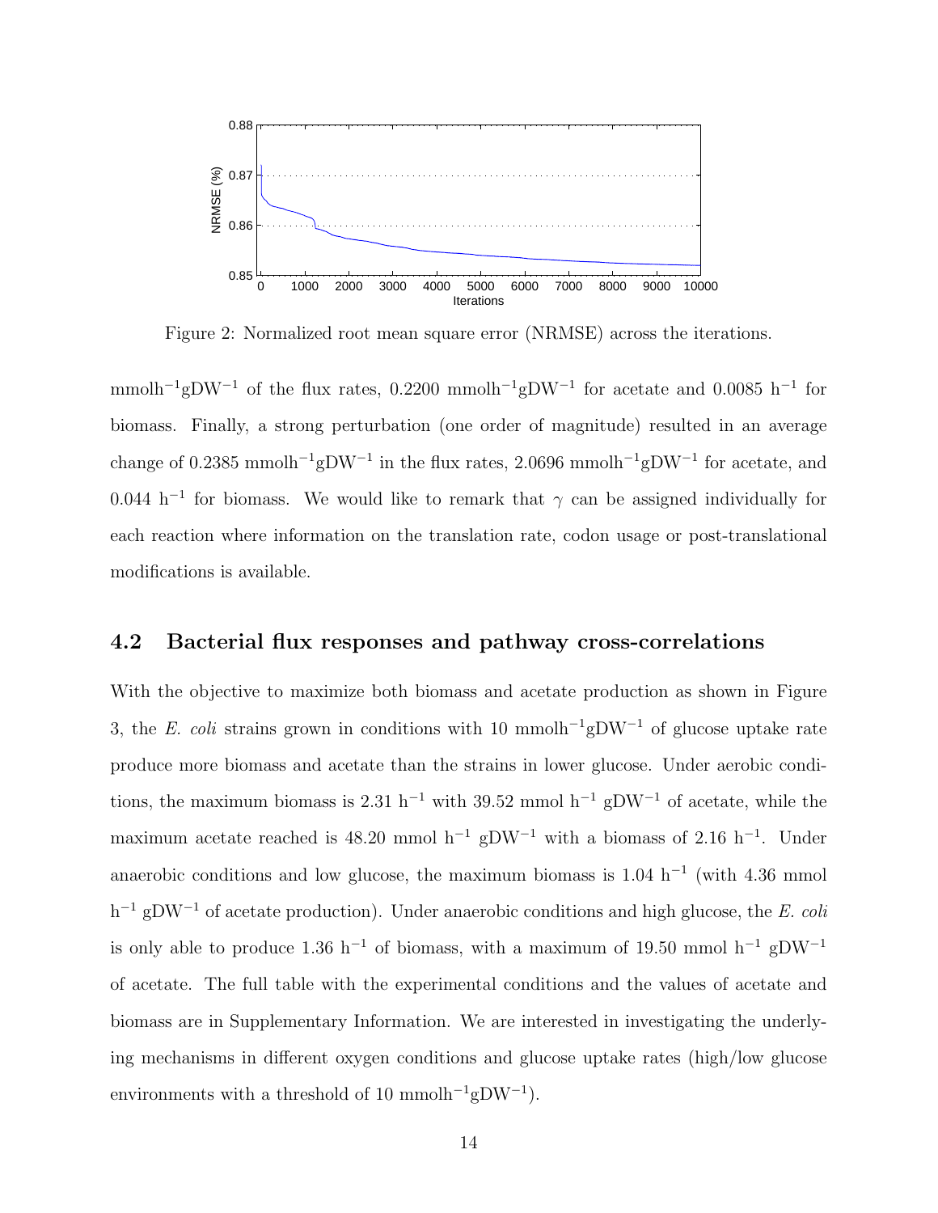Figure 2: Normalized root mean square error (NRMSE) across the iterations.

$\text{mmolh}^{-1}\text{gDW}^{-1}$ of the flux rates, 0.2200 $\text{mmolh}^{-1}\text{gDW}^{-1}$ for acetate and 0.0085 $\text{h}^{-1}$ for biomass. Finally, a strong perturbation (one order of magnitude) resulted in an average change of 0.2385 $\text{mmolh}^{-1}\text{gDW}^{-1}$ in the flux rates, 2.0696 $\text{mmolh}^{-1}\text{gDW}^{-1}$ for acetate, and 0.044 $\text{h}^{-1}$ for biomass. We would like to remark that $\gamma$ can be assigned individually for each reaction where information on the translation rate, codon usage or post-translational modifications is available.

### 4.2 Bacterial flux responses and pathway cross-correlations

With the objective to maximize both biomass and acetate production as shown in Figure 3, the *E. coli* strains grown in conditions with 10 $\text{mmolh}^{-1}\text{gDW}^{-1}$ of glucose uptake rate produce more biomass and acetate than the strains in lower glucose. Under aerobic conditions, the maximum biomass is 2.31 $\text{h}^{-1}$ with 39.52 mmol $\text{h}^{-1}$ $\text{gDW}^{-1}$ of acetate, while the maximum acetate reached is 48.20 mmol $\text{h}^{-1}$ $\text{gDW}^{-1}$ with a biomass of 2.16 $\text{h}^{-1}$. Under anaerobic conditions and low glucose, the maximum biomass is 1.04 $\text{h}^{-1}$ (with 4.36 mmol $\text{h}^{-1}$ $\text{gDW}^{-1}$ of acetate production). Under anaerobic conditions and high glucose, the *E. coli* is only able to produce 1.36 $\text{h}^{-1}$ of biomass, with a maximum of 19.50 mmol $\text{h}^{-1}$ $\text{gDW}^{-1}$ of acetate. The full table with the experimental conditions and the values of acetate and biomass are in Supplementary Information. We are interested in investigating the underlying mechanisms in different oxygen conditions and glucose uptake rates (high/low glucose environments with a threshold of 10 $\text{mmolh}^{-1}\text{gDW}^{-1}$).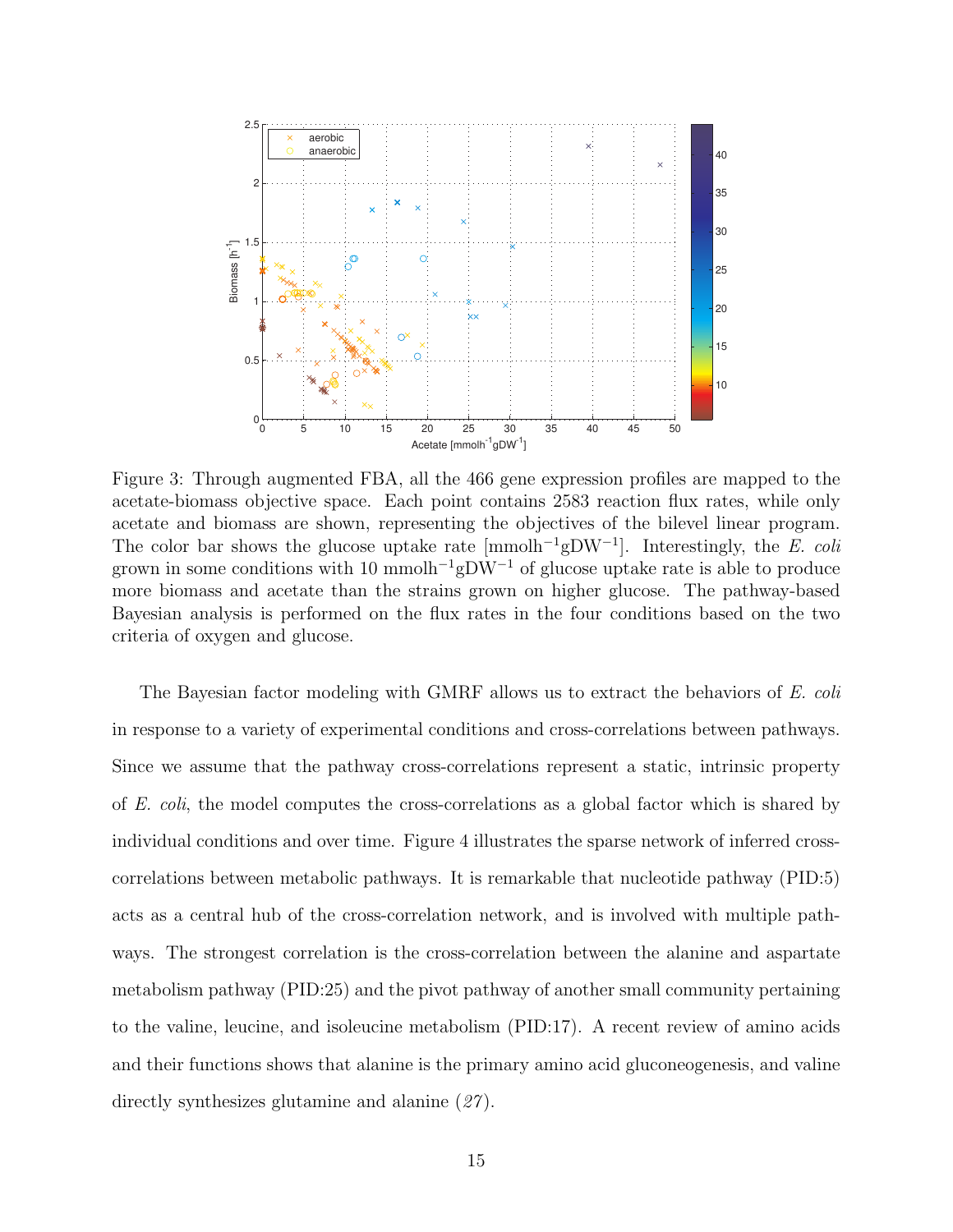Figure 3: Through augmented FBA, all the 466 gene expression profiles are mapped to the acetate-biomass objective space. Each point contains 2583 reaction flux rates, while only acetate and biomass are shown, representing the objectives of the bilevel linear program. The color bar shows the glucose uptake rate [$\text{mmolh}^{-1}\text{gDW}^{-1}$]. Interestingly, the *E. coli* grown in some conditions with 10 $\text{mmolh}^{-1}\text{gDW}^{-1}$ of glucose uptake rate is able to produce more biomass and acetate than the strains grown on higher glucose. The pathway-based Bayesian analysis is performed on the flux rates in the four conditions based on the two criteria of oxygen and glucose.

The Bayesian factor modeling with GMRF allows us to extract the behaviors of *E. coli* in response to a variety of experimental conditions and cross-correlations between pathways. Since we assume that the pathway cross-correlations represent a static, intrinsic property of *E. coli*, the model computes the cross-correlations as a global factor which is shared by individual conditions and over time. Figure 4 illustrates the sparse network of inferred cross-correlations between metabolic pathways. It is remarkable that nucleotide pathway (PID:5) acts as a central hub of the cross-correlation network, and is involved with multiple pathways. The strongest correlation is the cross-correlation between the alanine and aspartate metabolism pathway (PID:25) and the pivot pathway of another small community pertaining to the valine, leucine, and isoleucine metabolism (PID:17). A recent review of amino acids and their functions shows that alanine is the primary amino acid gluconeogenesis, and valine directly synthesizes glutamine and alanine (*27*).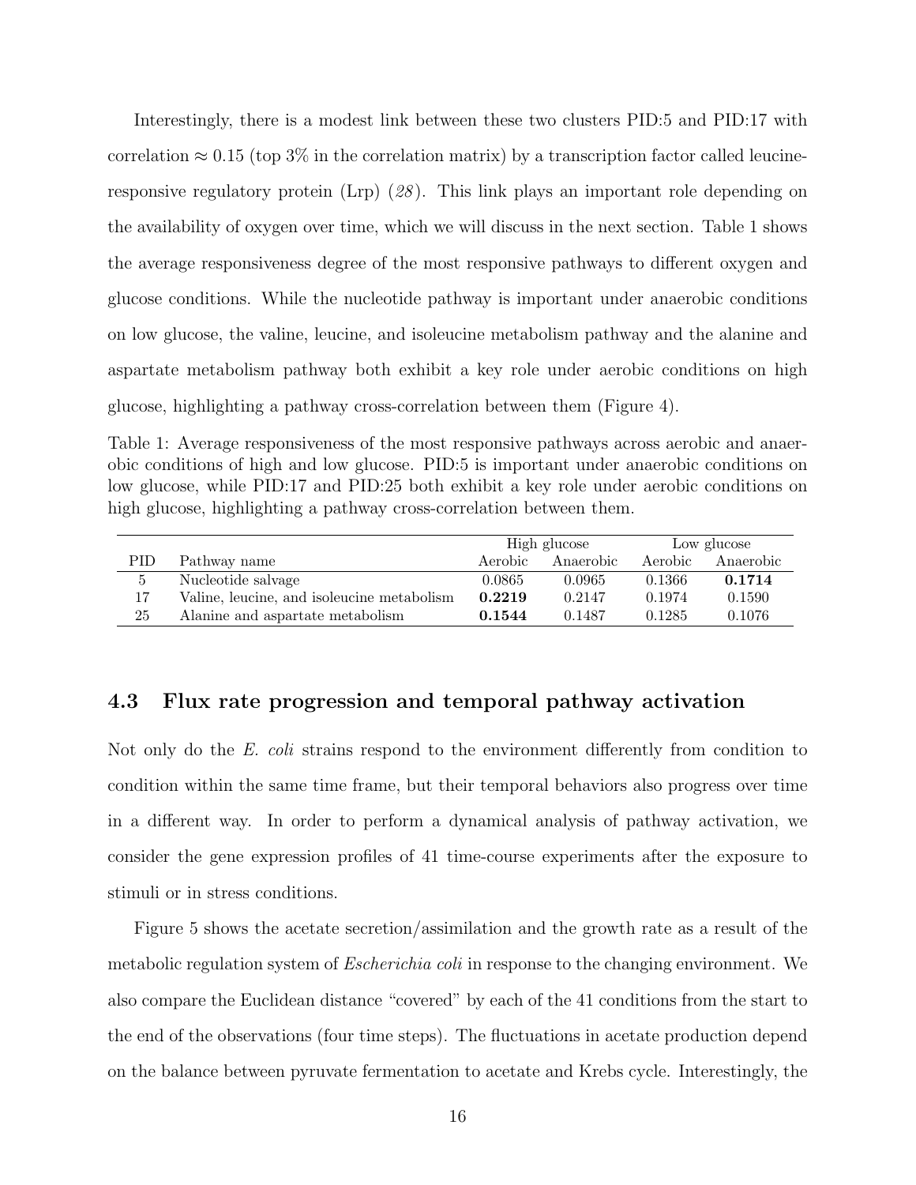Interestingly, there is a modest link between these two clusters PID:5 and PID:17 with correlation $\approx 0.15$ (top 3% in the correlation matrix) by a transcription factor called leucine-responsive regulatory protein (Lrp) (*28*). This link plays an important role depending on the availability of oxygen over time, which we will discuss in the next section. Table 1 shows the average responsiveness degree of the most responsive pathways to different oxygen and glucose conditions. While the nucleotide pathway is important under anaerobic conditions on low glucose, the valine, leucine, and isoleucine metabolism pathway and the alanine and aspartate metabolism pathway both exhibit a key role under aerobic conditions on high glucose, highlighting a pathway cross-correlation between them (Figure 4).

Table 1: Average responsiveness of the most responsive pathways across aerobic and anaerobic conditions of high and low glucose. PID:5 is important under anaerobic conditions on low glucose, while PID:17 and PID:25 both exhibit a key role under aerobic conditions on high glucose, highlighting a pathway cross-correlation between them.

| | | High glucose | | Low glucose | |
|---|---|---|---|---|---|
| PID | Pathway name | Aerobic | Anaerobic | Aerobic | Anaerobic |
| 5 | Nucleotide salvage | 0.0865 | 0.0965 | 0.1366 | **0.1714** |
| 17 | Valine, leucine, and isoleucine metabolism | **0.2219** | 0.2147 | 0.1974 | 0.1590 |
| 25 | Alanine and aspartate metabolism | **0.1544** | 0.1487 | 0.1285 | 0.1076 |

### 4.3 Flux rate progression and temporal pathway activation

Not only do the *E. coli* strains respond to the environment differently from condition to condition within the same time frame, but their temporal behaviors also progress over time in a different way. In order to perform a dynamical analysis of pathway activation, we consider the gene expression profiles of 41 time-course experiments after the exposure to stimuli or in stress conditions.

Figure 5 shows the acetate secretion/assimilation and the growth rate as a result of the metabolic regulation system of *Escherichia coli* in response to the changing environment. We also compare the Euclidean distance "covered" by each of the 41 conditions from the start to the end of the observations (four time steps). The fluctuations in acetate production depend on the balance between pyruvate fermentation to acetate and Krebs cycle. Interestingly, the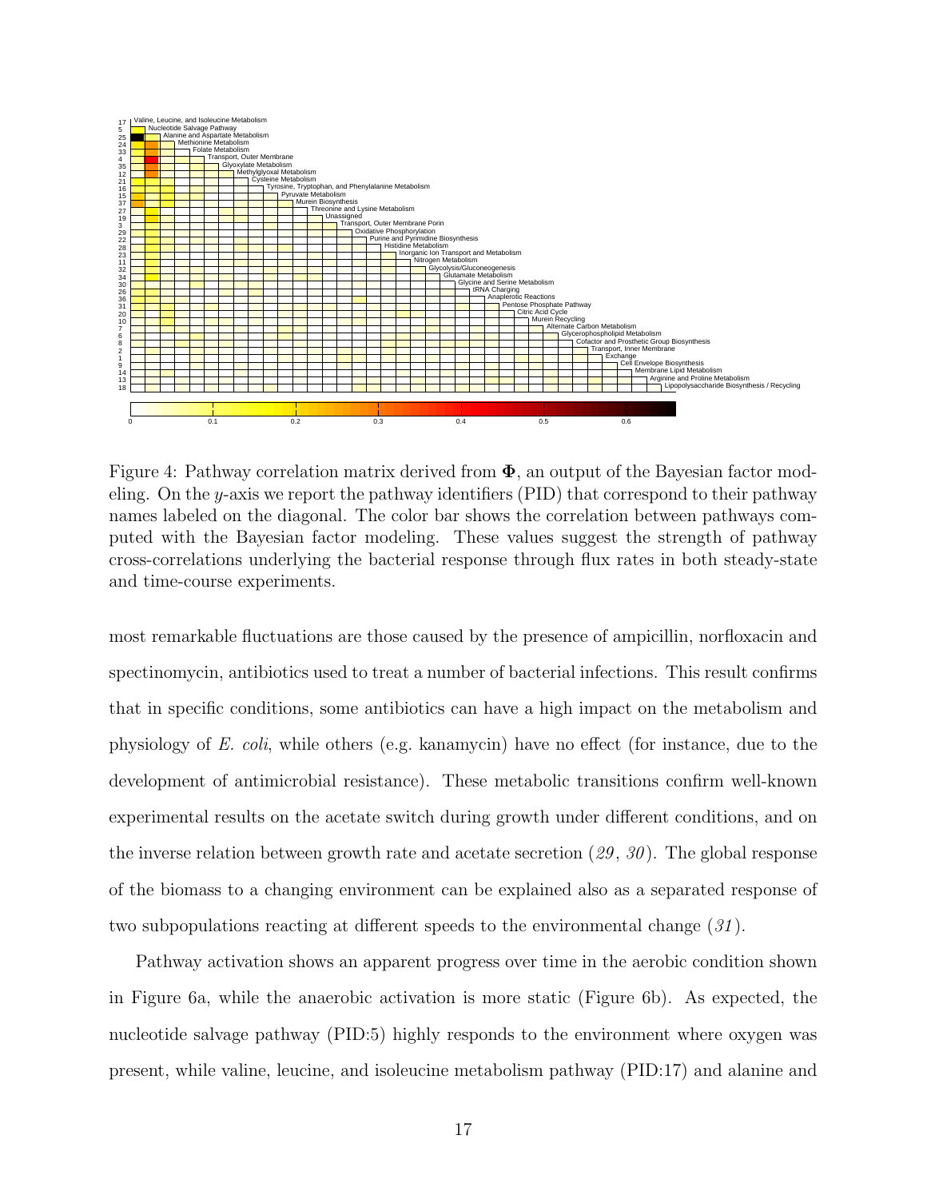Figure 4: Pathway correlation matrix derived from $\mathbf{\Phi}$, an output of the Bayesian factor modeling. On the $y$-axis we report the pathway identifiers (PID) that correspond to their pathway names labeled on the diagonal. The color bar shows the correlation between pathways computed with the Bayesian factor modeling. These values suggest the strength of pathway cross-correlations underlying the bacterial response through flux rates in both steady-state and time-course experiments.

most remarkable fluctuations are those caused by the presence of ampicillin, norfloxacin and spectinomycin, antibiotics used to treat a number of bacterial infections. This result confirms that in specific conditions, some antibiotics can have a high impact on the metabolism and physiology of *E. coli*, while others (e.g. kanamycin) have no effect (for instance, due to the development of antimicrobial resistance). These metabolic transitions confirm well-known experimental results on the acetate switch during growth under different conditions, and on the inverse relation between growth rate and acetate secretion (*29*, *30*). The global response of the biomass to a changing environment can be explained also as a separated response of two subpopulations reacting at different speeds to the environmental change (*31*).

Pathway activation shows an apparent progress over time in the aerobic condition shown in Figure 6a, while the anaerobic activation is more static (Figure 6b). As expected, the nucleotide salvage pathway (PID:5) highly responds to the environment where oxygen was present, while valine, leucine, and isoleucine metabolism pathway (PID:17) and alanine and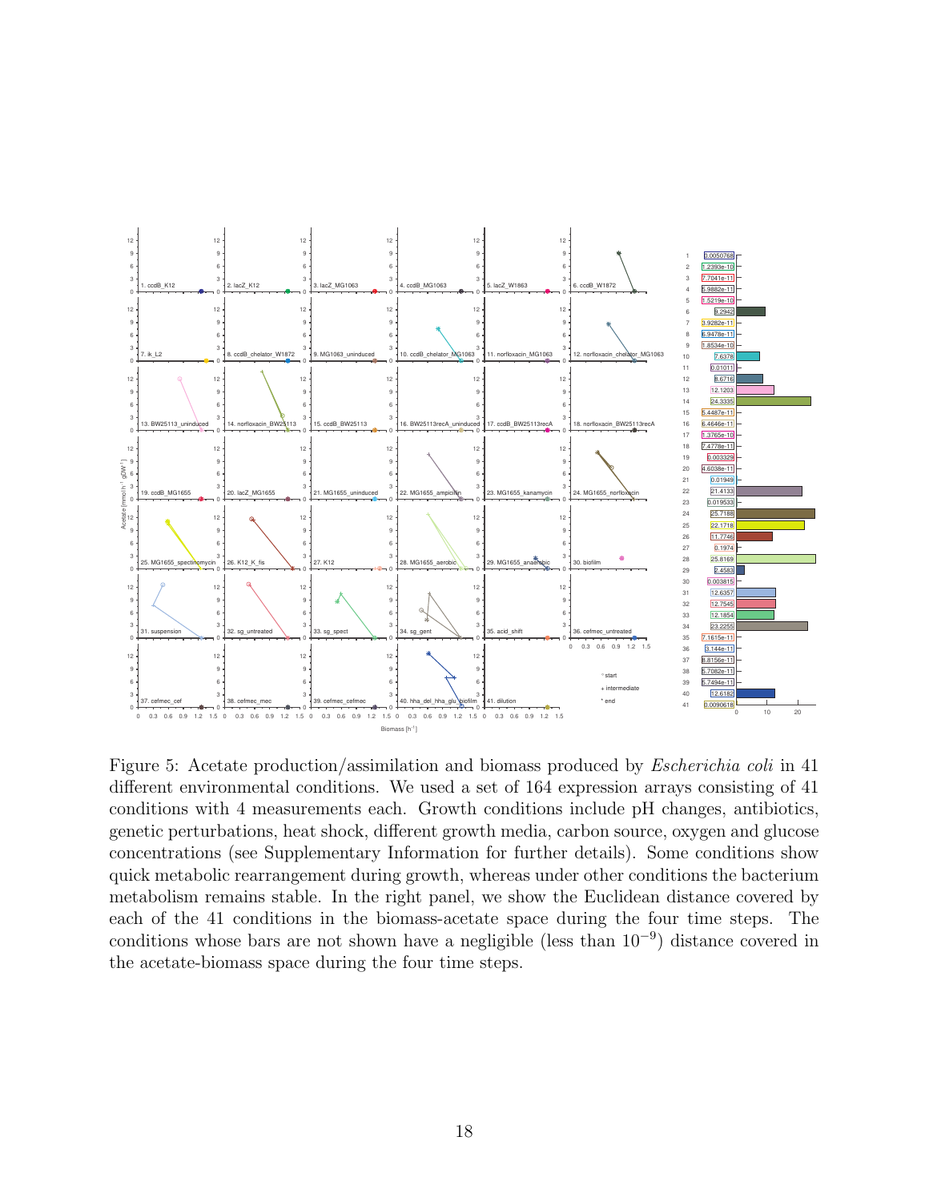Figure 5: Acetate production/assimilation and biomass produced by *Escherichia coli* in 41 different environmental conditions. We used a set of 164 expression arrays consisting of 41 conditions with 4 measurements each. Growth conditions include pH changes, antibiotics, genetic perturbations, heat shock, different growth media, carbon source, oxygen and glucose concentrations (see Supplementary Information for further details). Some conditions show quick metabolic rearrangement during growth, whereas under other conditions the bacterium metabolism remains stable. In the right panel, we show the Euclidean distance covered by each of the 41 conditions in the biomass-acetate space during the four time steps. The conditions whose bars are not shown have a negligible (less than $10^{-9}$) distance covered in the acetate-biomass space during the four time steps.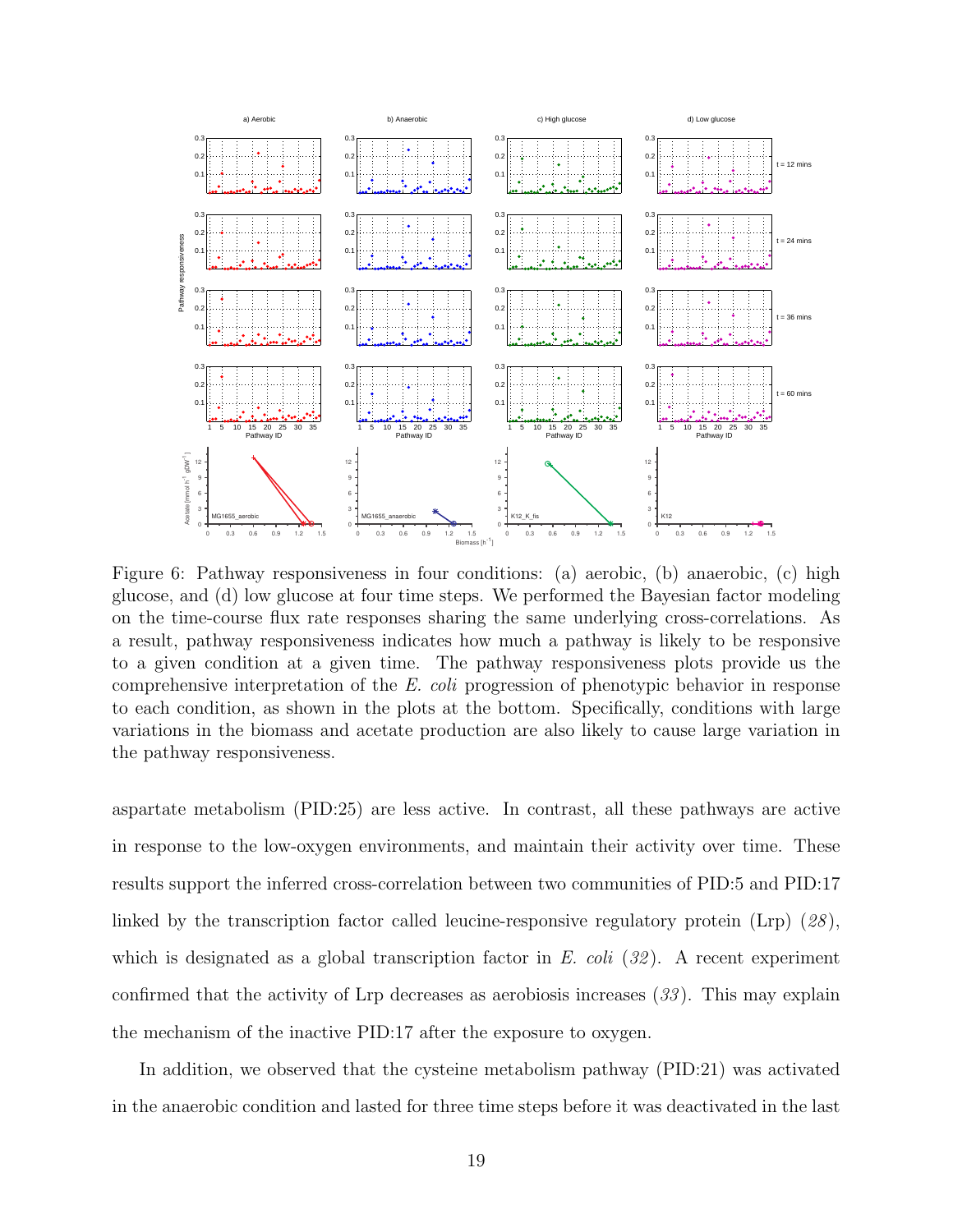Figure 6: Pathway responsiveness in four conditions: (a) aerobic, (b) anaerobic, (c) high glucose, and (d) low glucose at four time steps. We performed the Bayesian factor modeling on the time-course flux rate responses sharing the same underlying cross-correlations. As a result, pathway responsiveness indicates how much a pathway is likely to be responsive to a given condition at a given time. The pathway responsiveness plots provide us the comprehensive interpretation of the *E. coli* progression of phenotypic behavior in response to each condition, as shown in the plots at the bottom. Specifically, conditions with large variations in the biomass and acetate production are also likely to cause large variation in the pathway responsiveness.

aspartate metabolism (PID:25) are less active. In contrast, all these pathways are active in response to the low-oxygen environments, and maintain their activity over time. These results support the inferred cross-correlation between two communities of PID:5 and PID:17 linked by the transcription factor called leucine-responsive regulatory protein (Lrp) (*28*), which is designated as a global transcription factor in *E. coli* (*32*). A recent experiment confirmed that the activity of Lrp decreases as aerobiosis increases (*33*). This may explain the mechanism of the inactive PID:17 after the exposure to oxygen.

In addition, we observed that the cysteine metabolism pathway (PID:21) was activated in the anaerobic condition and lasted for three time steps before it was deactivated in the last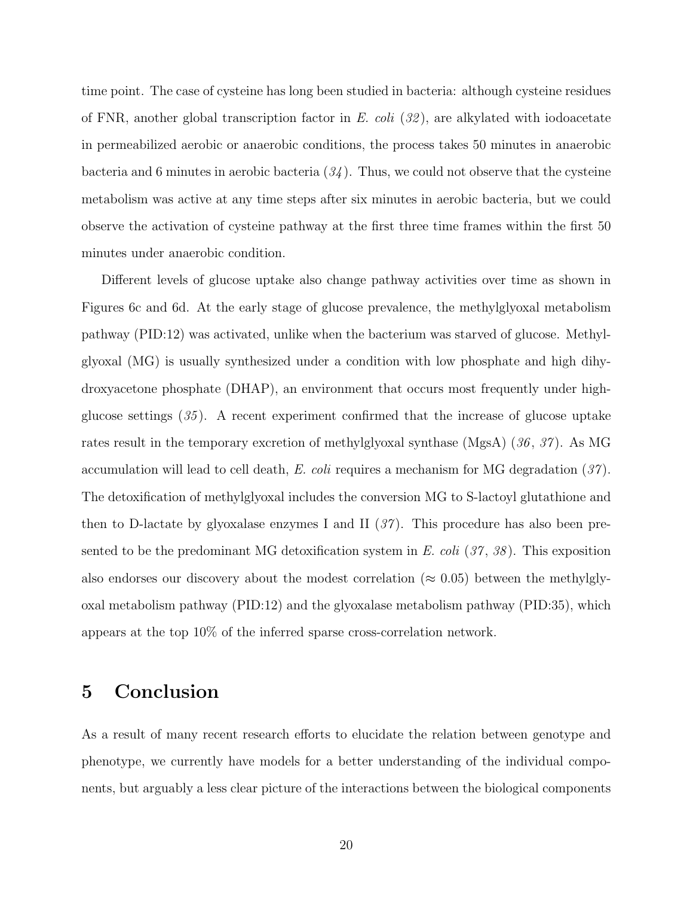time point. The case of cysteine has long been studied in bacteria: although cysteine residues of FNR, another global transcription factor in *E. coli* (*32*), are alkylated with iodoacetate in permeabilized aerobic or anaerobic conditions, the process takes 50 minutes in anaerobic bacteria and 6 minutes in aerobic bacteria (*34*). Thus, we could not observe that the cysteine metabolism was active at any time steps after six minutes in aerobic bacteria, but we could observe the activation of cysteine pathway at the first three time frames within the first 50 minutes under anaerobic condition.

Different levels of glucose uptake also change pathway activities over time as shown in Figures 6c and 6d. At the early stage of glucose prevalence, the methylglyoxal metabolism pathway (PID:12) was activated, unlike when the bacterium was starved of glucose. Methylglyoxal (MG) is usually synthesized under a condition with low phosphate and high dihydroxyacetone phosphate (DHAP), an environment that occurs most frequently under high-glucose settings (*35*). A recent experiment confirmed that the increase of glucose uptake rates result in the temporary excretion of methylglyoxal synthase (MgsA) (*36*, *37*). As MG accumulation will lead to cell death, *E. coli* requires a mechanism for MG degradation (*37*). The detoxification of methylglyoxal includes the conversion MG to S-lactoyl glutathione and then to D-lactate by glyoxalase enzymes I and II (*37*). This procedure has also been presented to be the predominant MG detoxification system in *E. coli* (*37*, *38*). This exposition also endorses our discovery about the modest correlation ($\approx 0.05$) between the methylglyoxal metabolism pathway (PID:12) and the glyoxalase metabolism pathway (PID:35), which appears at the top 10% of the inferred sparse cross-correlation network.

# 5 Conclusion

As a result of many recent research efforts to elucidate the relation between genotype and phenotype, we currently have models for a better understanding of the individual components, but arguably a less clear picture of the interactions between the biological components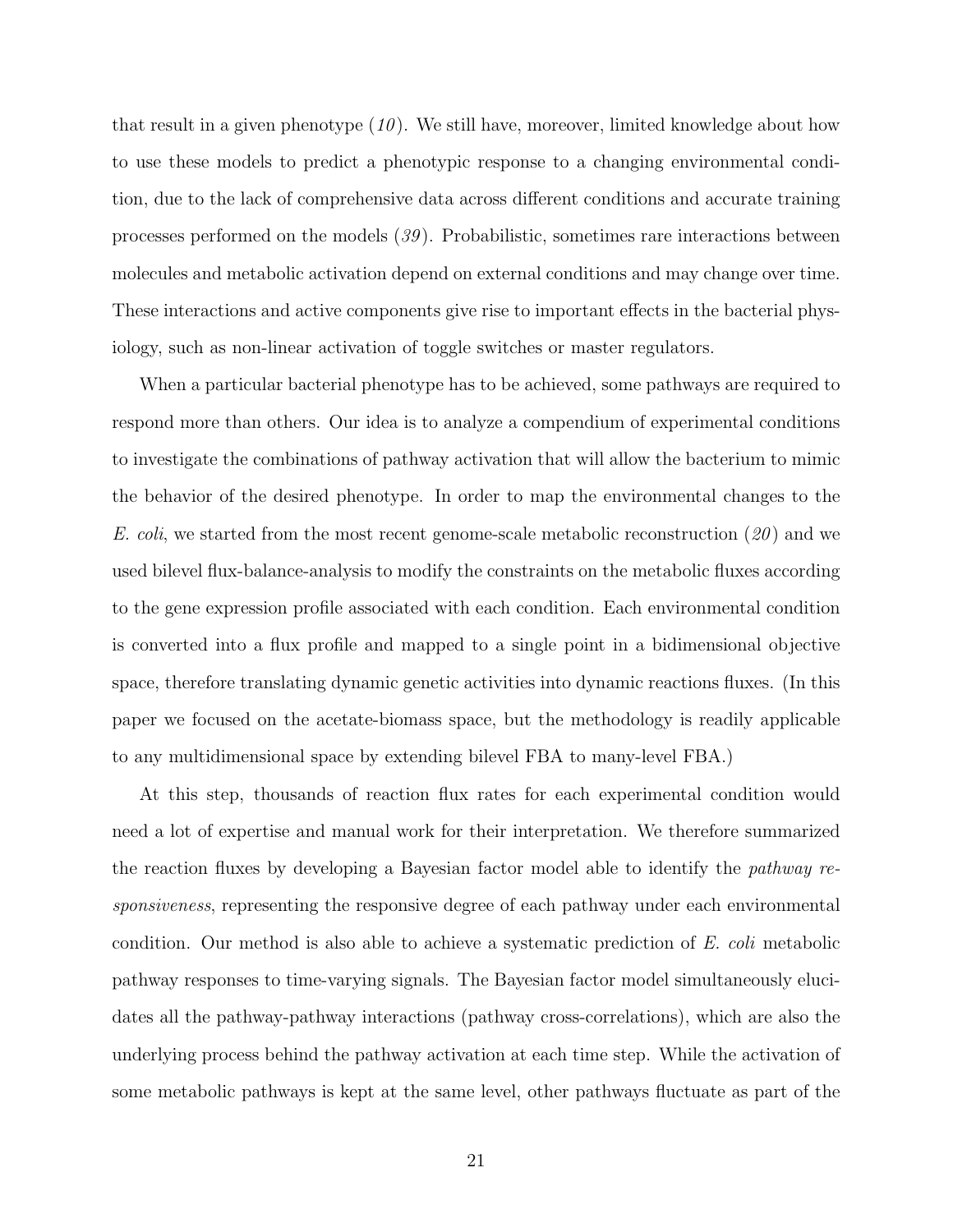that result in a given phenotype (*10*). We still have, moreover, limited knowledge about how to use these models to predict a phenotypic response to a changing environmental condition, due to the lack of comprehensive data across different conditions and accurate training processes performed on the models (*39*). Probabilistic, sometimes rare interactions between molecules and metabolic activation depend on external conditions and may change over time. These interactions and active components give rise to important effects in the bacterial physiology, such as non-linear activation of toggle switches or master regulators.

When a particular bacterial phenotype has to be achieved, some pathways are required to respond more than others. Our idea is to analyze a compendium of experimental conditions to investigate the combinations of pathway activation that will allow the bacterium to mimic the behavior of the desired phenotype. In order to map the environmental changes to the *E. coli*, we started from the most recent genome-scale metabolic reconstruction (*20*) and we used bilevel flux-balance-analysis to modify the constraints on the metabolic fluxes according to the gene expression profile associated with each condition. Each environmental condition is converted into a flux profile and mapped to a single point in a bidimensional objective space, therefore translating dynamic genetic activities into dynamic reactions fluxes. (In this paper we focused on the acetate-biomass space, but the methodology is readily applicable to any multidimensional space by extending bilevel FBA to many-level FBA.)

At this step, thousands of reaction flux rates for each experimental condition would need a lot of expertise and manual work for their interpretation. We therefore summarized the reaction fluxes by developing a Bayesian factor model able to identify the *pathway responsiveness*, representing the responsive degree of each pathway under each environmental condition. Our method is also able to achieve a systematic prediction of *E. coli* metabolic pathway responses to time-varying signals. The Bayesian factor model simultaneously elucidates all the pathway-pathway interactions (pathway cross-correlations), which are also the underlying process behind the pathway activation at each time step. While the activation of some metabolic pathways is kept at the same level, other pathways fluctuate as part of the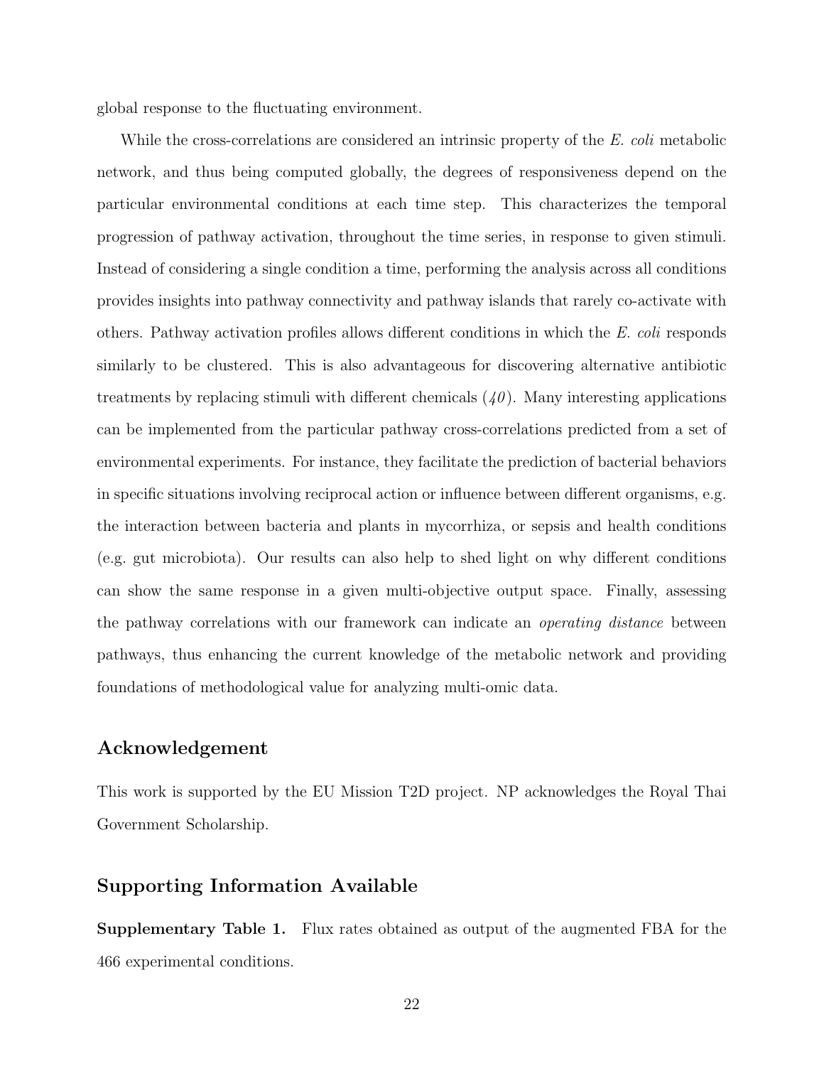global response to the fluctuating environment.

While the cross-correlations are considered an intrinsic property of the *E. coli* metabolic network, and thus being computed globally, the degrees of responsiveness depend on the particular environmental conditions at each time step. This characterizes the temporal progression of pathway activation, throughout the time series, in response to given stimuli. Instead of considering a single condition a time, performing the analysis across all conditions provides insights into pathway connectivity and pathway islands that rarely co-activate with others. Pathway activation profiles allows different conditions in which the *E. coli* responds similarly to be clustered. This is also advantageous for discovering alternative antibiotic treatments by replacing stimuli with different chemicals (*40*). Many interesting applications can be implemented from the particular pathway cross-correlations predicted from a set of environmental experiments. For instance, they facilitate the prediction of bacterial behaviors in specific situations involving reciprocal action or influence between different organisms, e.g. the interaction between bacteria and plants in mycorrhiza, or sepsis and health conditions (e.g. gut microbiota). Our results can also help to shed light on why different conditions can show the same response in a given multi-objective output space. Finally, assessing the pathway correlations with our framework can indicate an *operating distance* between pathways, thus enhancing the current knowledge of the metabolic network and providing foundations of methodological value for analyzing multi-omic data.

## Acknowledgement

This work is supported by the EU Mission T2D project. NP acknowledges the Royal Thai Government Scholarship.

## Supporting Information Available

**Supplementary Table 1.** Flux rates obtained as output of the augmented FBA for the 466 experimental conditions.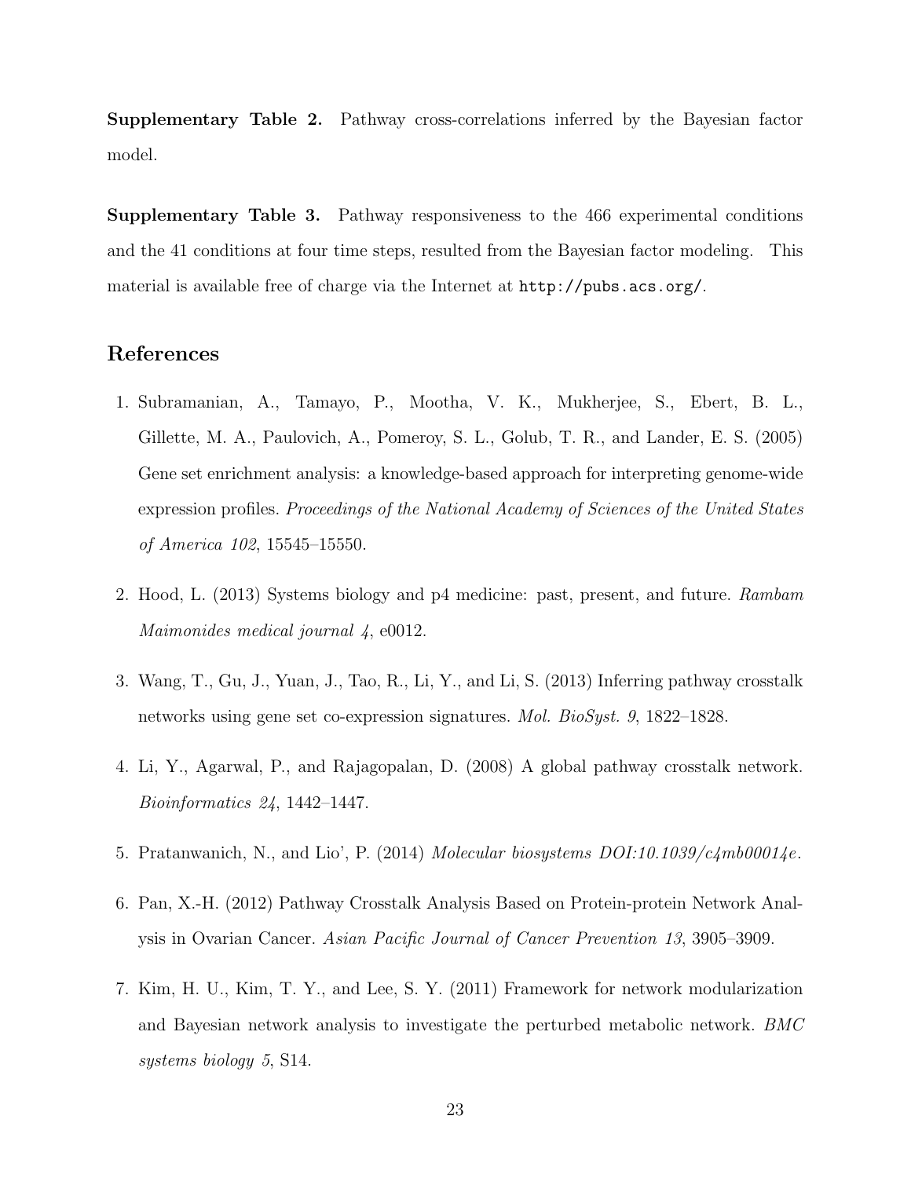**Supplementary Table 2.** Pathway cross-correlations inferred by the Bayesian factor model.

**Supplementary Table 3.** Pathway responsiveness to the 466 experimental conditions and the 41 conditions at four time steps, resulted from the Bayesian factor modeling. This material is available free of charge via the Internet at `http://pubs.acs.org/`.

## References

1. Subramanian, A., Tamayo, P., Mootha, V. K., Mukherjee, S., Ebert, B. L., Gillette, M. A., Paulovich, A., Pomeroy, S. L., Golub, T. R., and Lander, E. S. (2005) Gene set enrichment analysis: a knowledge-based approach for interpreting genome-wide expression profiles. *Proceedings of the National Academy of Sciences of the United States of America 102*, 15545–15550.

2. Hood, L. (2013) Systems biology and p4 medicine: past, present, and future. *Rambam Maimonides medical journal 4*, e0012.

3. Wang, T., Gu, J., Yuan, J., Tao, R., Li, Y., and Li, S. (2013) Inferring pathway crosstalk networks using gene set co-expression signatures. *Mol. BioSyst. 9*, 1822–1828.

4. Li, Y., Agarwal, P., and Rajagopalan, D. (2008) A global pathway crosstalk network. *Bioinformatics 24*, 1442–1447.

5. Pratanwanich, N., and Lio', P. (2014) *Molecular biosystems DOI:10.1039/c4mb00014e*.

6. Pan, X.-H. (2012) Pathway Crosstalk Analysis Based on Protein-protein Network Analysis in Ovarian Cancer. *Asian Pacific Journal of Cancer Prevention 13*, 3905–3909.

7. Kim, H. U., Kim, T. Y., and Lee, S. Y. (2011) Framework for network modularization and Bayesian network analysis to investigate the perturbed metabolic network. *BMC systems biology 5*, S14.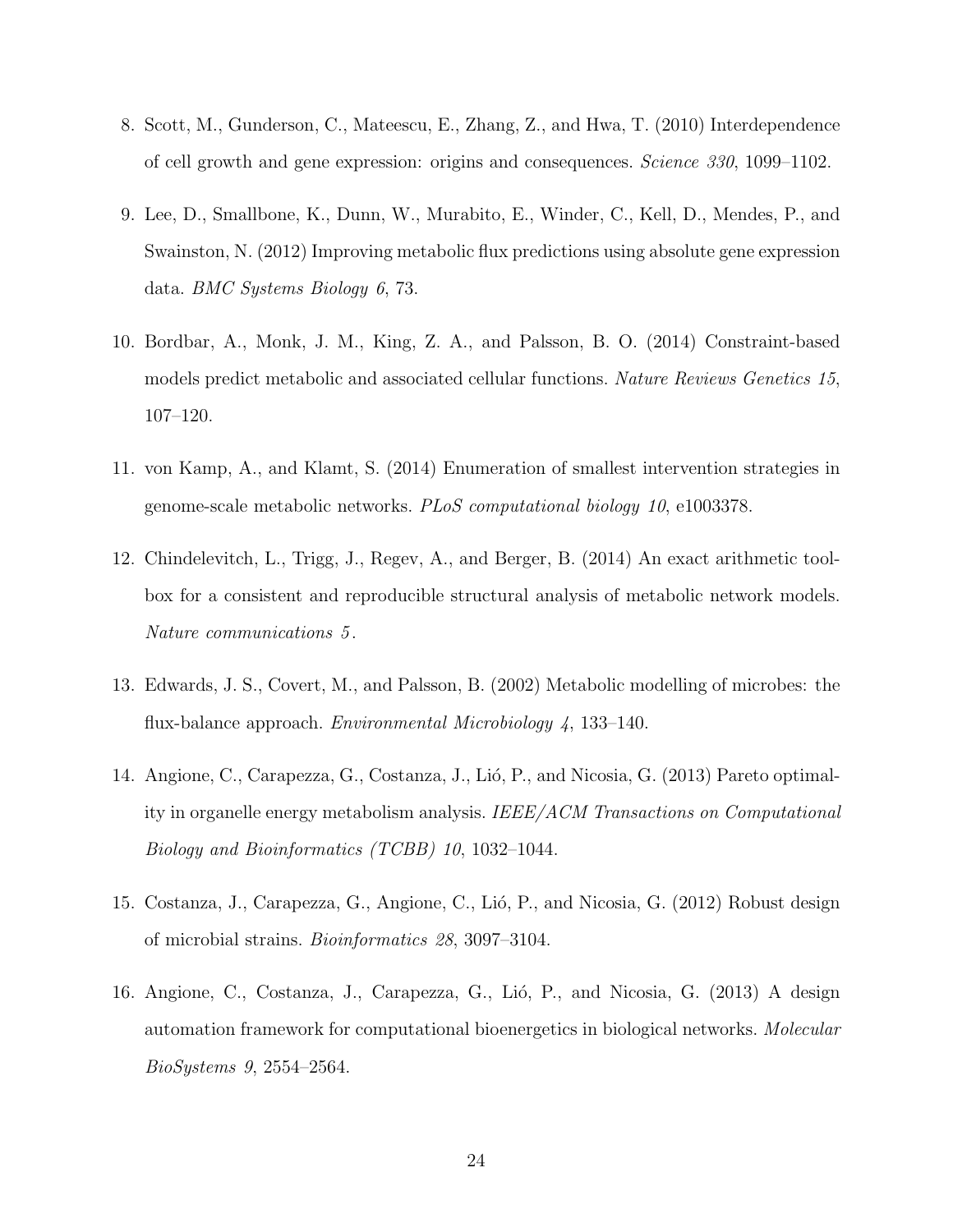8. Scott, M., Gunderson, C., Mateescu, E., Zhang, Z., and Hwa, T. (2010) Interdependence of cell growth and gene expression: origins and consequences. *Science 330*, 1099–1102.

9. Lee, D., Smallbone, K., Dunn, W., Murabito, E., Winder, C., Kell, D., Mendes, P., and Swainston, N. (2012) Improving metabolic flux predictions using absolute gene expression data. *BMC Systems Biology 6*, 73.

10. Bordbar, A., Monk, J. M., King, Z. A., and Palsson, B. O. (2014) Constraint-based models predict metabolic and associated cellular functions. *Nature Reviews Genetics 15*, 107–120.

11. von Kamp, A., and Klamt, S. (2014) Enumeration of smallest intervention strategies in genome-scale metabolic networks. *PLoS computational biology 10*, e1003378.

12. Chindelevitch, L., Trigg, J., Regev, A., and Berger, B. (2014) An exact arithmetic toolbox for a consistent and reproducible structural analysis of metabolic network models. *Nature communications 5*.

13. Edwards, J. S., Covert, M., and Palsson, B. (2002) Metabolic modelling of microbes: the flux-balance approach. *Environmental Microbiology 4*, 133–140.

14. Angione, C., Carapezza, G., Costanza, J., Lió, P., and Nicosia, G. (2013) Pareto optimality in organelle energy metabolism analysis. *IEEE/ACM Transactions on Computational Biology and Bioinformatics (TCBB) 10*, 1032–1044.

15. Costanza, J., Carapezza, G., Angione, C., Lió, P., and Nicosia, G. (2012) Robust design of microbial strains. *Bioinformatics 28*, 3097–3104.

16. Angione, C., Costanza, J., Carapezza, G., Lió, P., and Nicosia, G. (2013) A design automation framework for computational bioenergetics in biological networks. *Molecular BioSystems 9*, 2554–2564.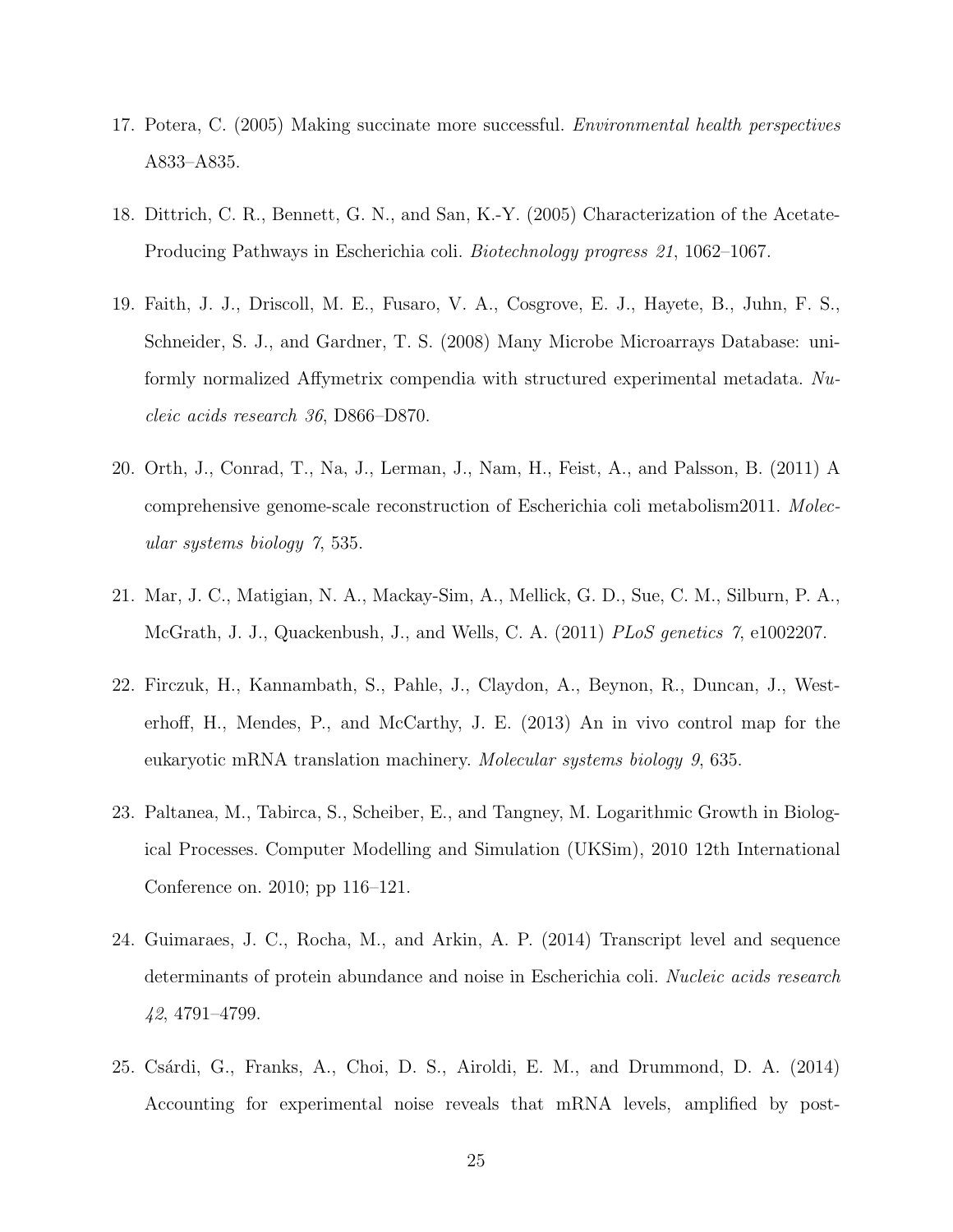17. Potera, C. (2005) Making succinate more successful. *Environmental health perspectives* A833–A835.

18. Dittrich, C. R., Bennett, G. N., and San, K.-Y. (2005) Characterization of the Acetate-Producing Pathways in Escherichia coli. *Biotechnology progress 21*, 1062–1067.

19. Faith, J. J., Driscoll, M. E., Fusaro, V. A., Cosgrove, E. J., Hayete, B., Juhn, F. S., Schneider, S. J., and Gardner, T. S. (2008) Many Microbe Microarrays Database: uniformly normalized Affymetrix compendia with structured experimental metadata. *Nucleic acids research 36*, D866–D870.

20. Orth, J., Conrad, T., Na, J., Lerman, J., Nam, H., Feist, A., and Palsson, B. (2011) A comprehensive genome-scale reconstruction of Escherichia coli metabolism2011. *Molecular systems biology 7*, 535.

21. Mar, J. C., Matigian, N. A., Mackay-Sim, A., Mellick, G. D., Sue, C. M., Silburn, P. A., McGrath, J. J., Quackenbush, J., and Wells, C. A. (2011) *PLoS genetics 7*, e1002207.

22. Firczuk, H., Kannambath, S., Pahle, J., Claydon, A., Beynon, R., Duncan, J., Westerhoff, H., Mendes, P., and McCarthy, J. E. (2013) An in vivo control map for the eukaryotic mRNA translation machinery. *Molecular systems biology 9*, 635.

23. Paltanea, M., Tabirca, S., Scheiber, E., and Tangney, M. Logarithmic Growth in Biological Processes. Computer Modelling and Simulation (UKSim), 2010 12th International Conference on. 2010; pp 116–121.

24. Guimaraes, J. C., Rocha, M., and Arkin, A. P. (2014) Transcript level and sequence determinants of protein abundance and noise in Escherichia coli. *Nucleic acids research 42*, 4791–4799.

25. Csárdi, G., Franks, A., Choi, D. S., Airoldi, E. M., and Drummond, D. A. (2014) Accounting for experimental noise reveals that mRNA levels, amplified by post-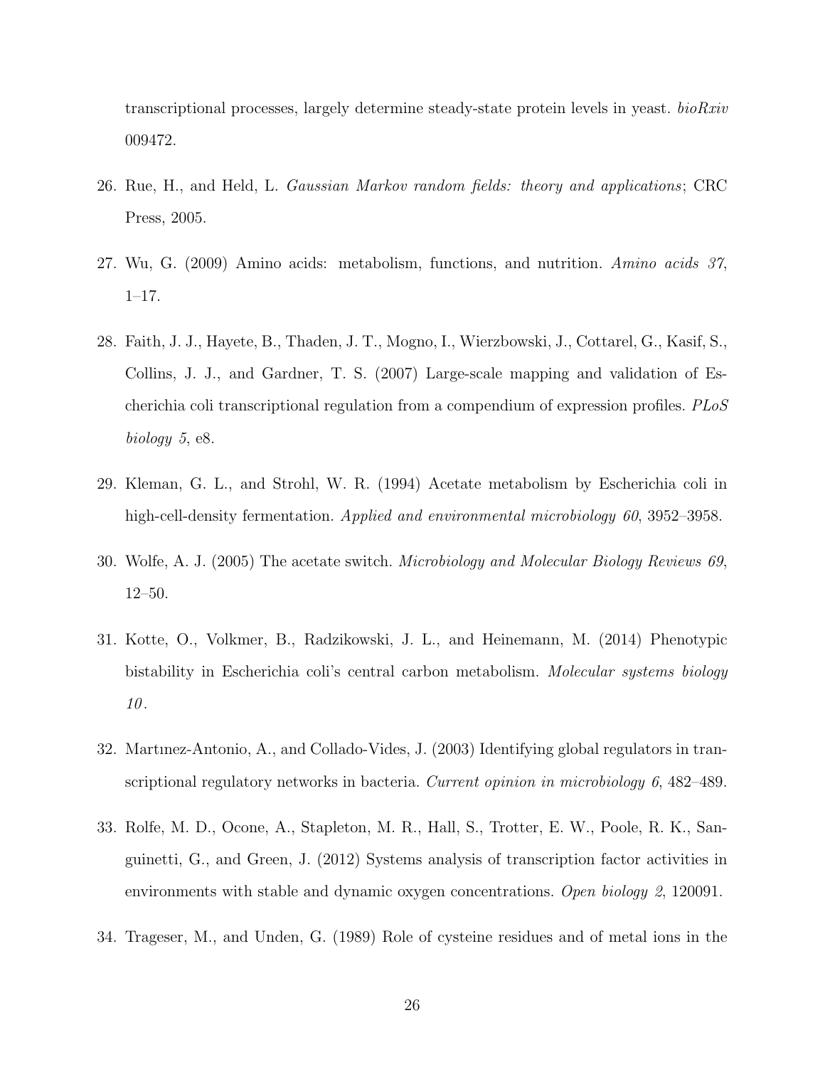transcriptional processes, largely determine steady-state protein levels in yeast. *bioRxiv* 009472.

26. Rue, H., and Held, L. *Gaussian Markov random fields: theory and applications*; CRC Press, 2005.

27. Wu, G. (2009) Amino acids: metabolism, functions, and nutrition. *Amino acids 37*, 1–17.

28. Faith, J. J., Hayete, B., Thaden, J. T., Mogno, I., Wierzbowski, J., Cottarel, G., Kasif, S., Collins, J. J., and Gardner, T. S. (2007) Large-scale mapping and validation of Escherichia coli transcriptional regulation from a compendium of expression profiles. *PLoS biology 5*, e8.

29. Kleman, G. L., and Strohl, W. R. (1994) Acetate metabolism by Escherichia coli in high-cell-density fermentation. *Applied and environmental microbiology 60*, 3952–3958.

30. Wolfe, A. J. (2005) The acetate switch. *Microbiology and Molecular Biology Reviews 69*, 12–50.

31. Kotte, O., Volkmer, B., Radzikowski, J. L., and Heinemann, M. (2014) Phenotypic bistability in Escherichia coli's central carbon metabolism. *Molecular systems biology 10*.

32. Martınez-Antonio, A., and Collado-Vides, J. (2003) Identifying global regulators in transcriptional regulatory networks in bacteria. *Current opinion in microbiology 6*, 482–489.

33. Rolfe, M. D., Ocone, A., Stapleton, M. R., Hall, S., Trotter, E. W., Poole, R. K., Sanguinetti, G., and Green, J. (2012) Systems analysis of transcription factor activities in environments with stable and dynamic oxygen concentrations. *Open biology 2*, 120091.

34. Trageser, M., and Unden, G. (1989) Role of cysteine residues and of metal ions in the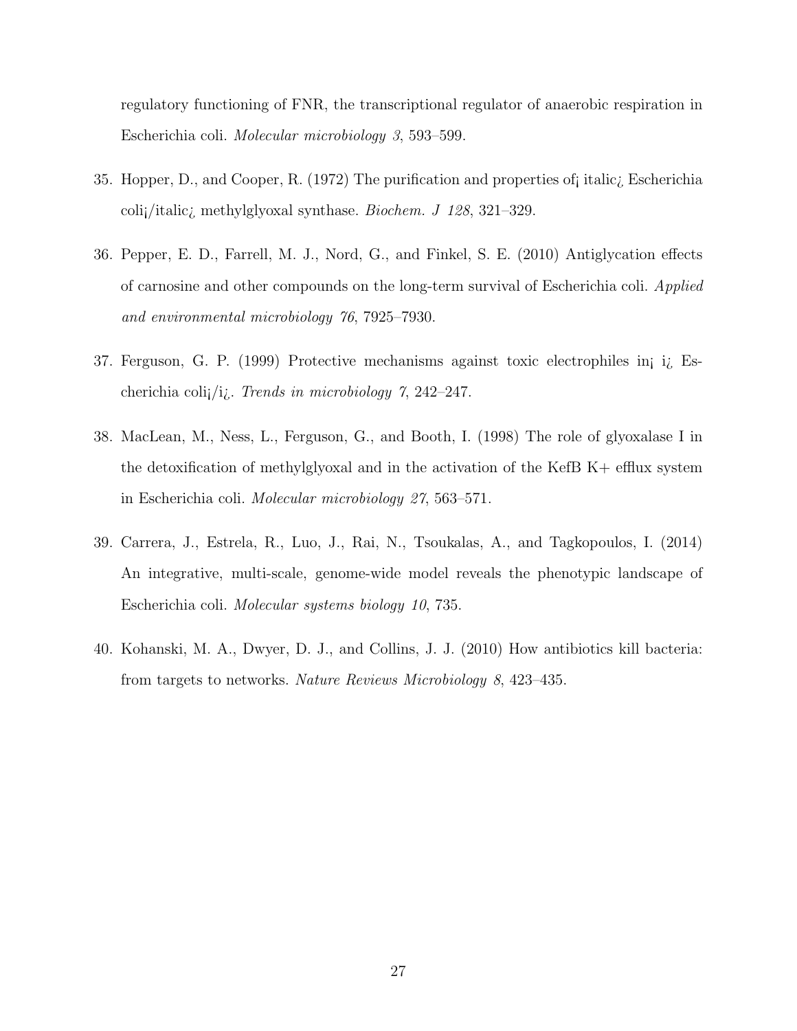regulatory functioning of FNR, the transcriptional regulator of anaerobic respiration in Escherichia coli. *Molecular microbiology 3*, 593–599.

35. Hopper, D., and Cooper, R. (1972) The purification and properties of¡ italic¿ Escherichia coli¡/italic¿ methylglyoxal synthase. *Biochem. J 128*, 321–329.

36. Pepper, E. D., Farrell, M. J., Nord, G., and Finkel, S. E. (2010) Antiglycation effects of carnosine and other compounds on the long-term survival of Escherichia coli. *Applied and environmental microbiology 76*, 7925–7930.

37. Ferguson, G. P. (1999) Protective mechanisms against toxic electrophiles in¡ i¿ Escherichia coli¡/i¿. *Trends in microbiology 7*, 242–247.

38. MacLean, M., Ness, L., Ferguson, G., and Booth, I. (1998) The role of glyoxalase I in the detoxification of methylglyoxal and in the activation of the KefB K+ efflux system in Escherichia coli. *Molecular microbiology 27*, 563–571.

39. Carrera, J., Estrela, R., Luo, J., Rai, N., Tsoukalas, A., and Tagkopoulos, I. (2014) An integrative, multi-scale, genome-wide model reveals the phenotypic landscape of Escherichia coli. *Molecular systems biology 10*, 735.

40. Kohanski, M. A., Dwyer, D. J., and Collins, J. J. (2010) How antibiotics kill bacteria: from targets to networks. *Nature Reviews Microbiology 8*, 423–435.